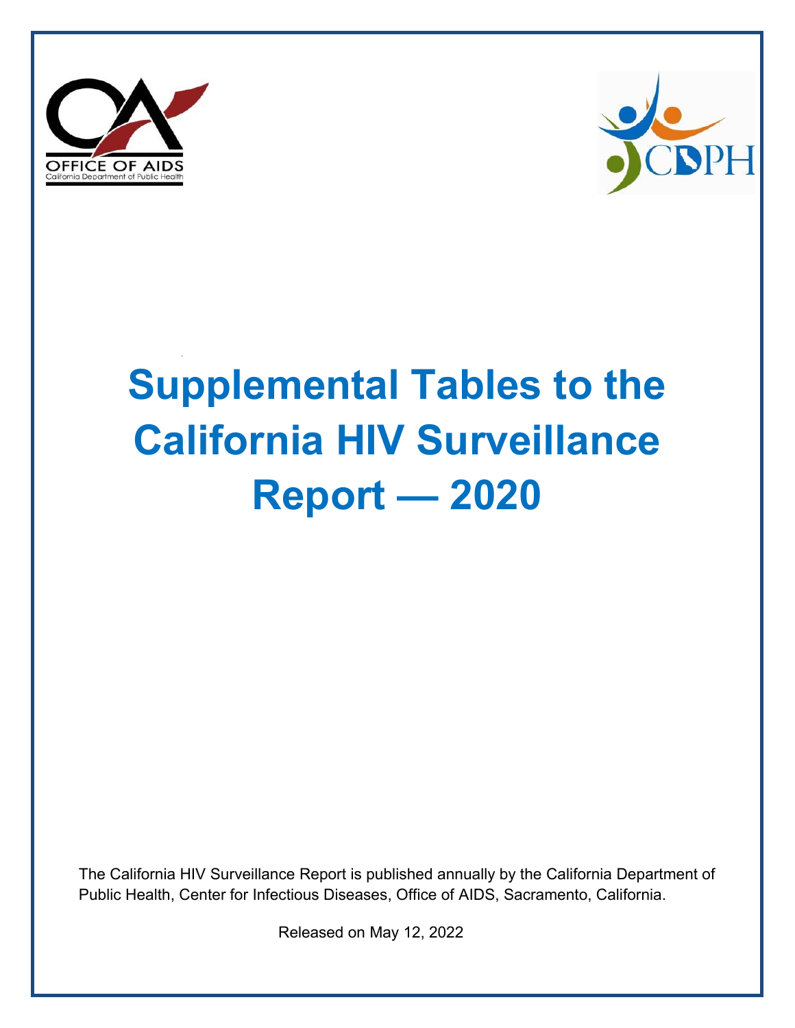OFFICE OF AIDS
California Department of Public Health

CDPH

# Supplemental Tables to the California HIV Surveillance Report — 2020

The California HIV Surveillance Report is published annually by the California Department of Public Health, Center for Infectious Diseases, Office of AIDS, Sacramento, California.

Released on May 12, 2022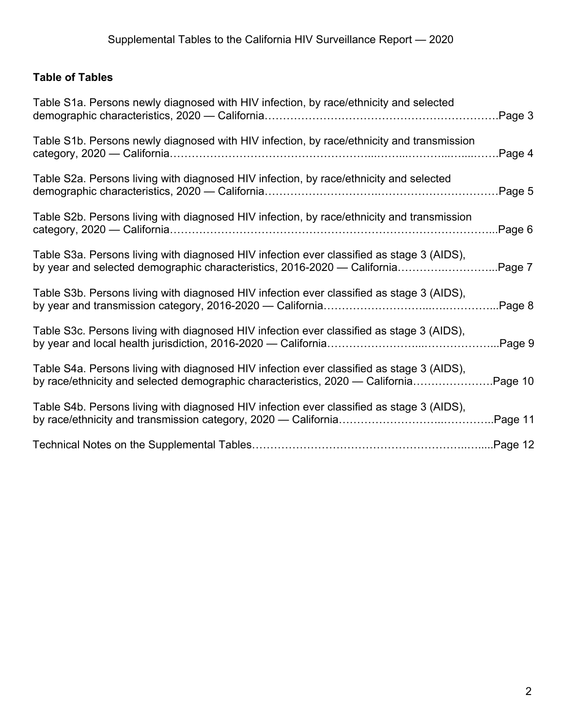## Table of Tables

Table S1a. Persons newly diagnosed with HIV infection, by race/ethnicity and selected demographic characteristics, 2020 — California……………………………………………………….Page 3

Table S1b. Persons newly diagnosed with HIV infection, by race/ethnicity and transmission category, 2020 — California………………………………………………..……..………..…....…….Page 4

Table S2a. Persons living with diagnosed HIV infection, by race/ethnicity and selected demographic characteristics, 2020 — California…………………………..……………………………Page 5

Table S2b. Persons living with diagnosed HIV infection, by race/ethnicity and transmission category, 2020 — California…………………………………………………………………………...Page 6

Table S3a. Persons living with diagnosed HIV infection ever classified as stage 3 (AIDS), by year and selected demographic characteristics, 2016-2020 — California……………………...Page 7

Table S3b. Persons living with diagnosed HIV infection ever classified as stage 3 (AIDS), by year and transmission category, 2016-2020 — California………………………...……………...Page 8

Table S3c. Persons living with diagnosed HIV infection ever classified as stage 3 (AIDS), by year and local health jurisdiction, 2016-2020 — California……………………...………………...Page 9

Table S4a. Persons living with diagnosed HIV infection ever classified as stage 3 (AIDS), by race/ethnicity and selected demographic characteristics, 2020 — California………………….Page 10

Table S4b. Persons living with diagnosed HIV infection ever classified as stage 3 (AIDS), by race/ethnicity and transmission category, 2020 — California……………………..…………..Page 11

Technical Notes on the Supplemental Tables……………………………………………..…....Page 12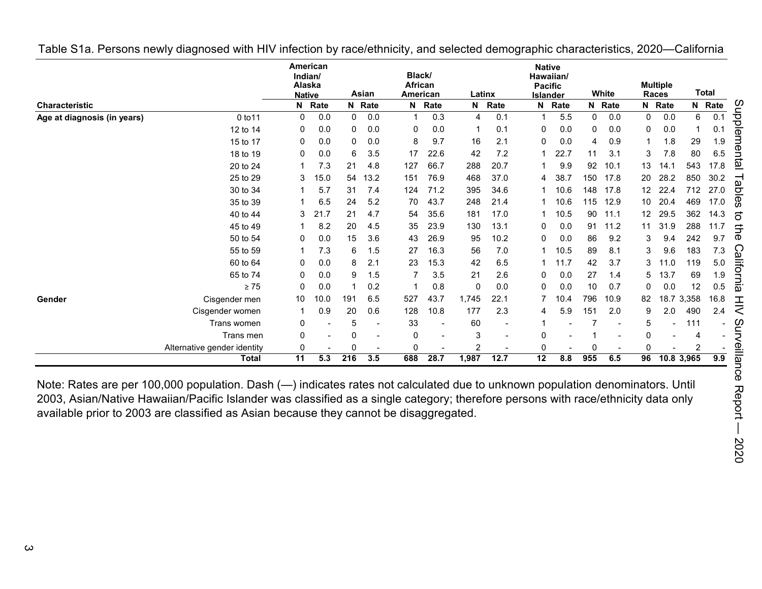Table S1a. Persons newly diagnosed with HIV infection by race/ethnicity, and selected demographic characteristics, 2020—California

| Characteristic | | American Indian/ Alaska Native | | Asian | | Black/ African American | | Latinx | | Native Hawaiian/ Pacific Islander | | White | | Multiple Races | | Total | |
|---|---|---|---|---|---|---|---|---|---|---|---|---|---|---|---|---|---|
| | | N | Rate | N | Rate | N | Rate | N | Rate | N | Rate | N | Rate | N | Rate | N | Rate |
| Age at diagnosis (in years) | 0 to11 | 0 | 0.0 | 0 | 0.0 | 1 | 0.3 | 4 | 0.1 | 1 | 5.5 | 0 | 0.0 | 0 | 0.0 | 6 | 0.1 |
| | 12 to 14 | 0 | 0.0 | 0 | 0.0 | 0 | 0.0 | 1 | 0.1 | 0 | 0.0 | 0 | 0.0 | 0 | 0.0 | 1 | 0.1 |
| | 15 to 17 | 0 | 0.0 | 0 | 0.0 | 8 | 9.7 | 16 | 2.1 | 0 | 0.0 | 4 | 0.9 | 1 | 1.8 | 29 | 1.9 |
| | 18 to 19 | 0 | 0.0 | 6 | 3.5 | 17 | 22.6 | 42 | 7.2 | 1 | 22.7 | 11 | 3.1 | 3 | 7.8 | 80 | 6.5 |
| | 20 to 24 | 1 | 7.3 | 21 | 4.8 | 127 | 66.7 | 288 | 20.7 | 1 | 9.9 | 92 | 10.1 | 13 | 14.1 | 543 | 17.8 |
| | 25 to 29 | 3 | 15.0 | 54 | 13.2 | 151 | 76.9 | 468 | 37.0 | 4 | 38.7 | 150 | 17.8 | 20 | 28.2 | 850 | 30.2 |
| | 30 to 34 | 1 | 5.7 | 31 | 7.4 | 124 | 71.2 | 395 | 34.6 | 1 | 10.6 | 148 | 17.8 | 12 | 22.4 | 712 | 27.0 |
| | 35 to 39 | 1 | 6.5 | 24 | 5.2 | 70 | 43.7 | 248 | 21.4 | 1 | 10.6 | 115 | 12.9 | 10 | 20.4 | 469 | 17.0 |
| | 40 to 44 | 3 | 21.7 | 21 | 4.7 | 54 | 35.6 | 181 | 17.0 | 1 | 10.5 | 90 | 11.1 | 12 | 29.5 | 362 | 14.3 |
| | 45 to 49 | 1 | 8.2 | 20 | 4.5 | 35 | 23.9 | 130 | 13.1 | 0 | 0.0 | 91 | 11.2 | 11 | 31.9 | 288 | 11.7 |
| | 50 to 54 | 0 | 0.0 | 15 | 3.6 | 43 | 26.9 | 95 | 10.2 | 0 | 0.0 | 86 | 9.2 | 3 | 9.4 | 242 | 9.7 |
| | 55 to 59 | 1 | 7.3 | 6 | 1.5 | 27 | 16.3 | 56 | 7.0 | 1 | 10.5 | 89 | 8.1 | 3 | 9.6 | 183 | 7.3 |
| | 60 to 64 | 0 | 0.0 | 8 | 2.1 | 23 | 15.3 | 42 | 6.5 | 1 | 11.7 | 42 | 3.7 | 3 | 11.0 | 119 | 5.0 |
| | 65 to 74 | 0 | 0.0 | 9 | 1.5 | 7 | 3.5 | 21 | 2.6 | 0 | 0.0 | 27 | 1.4 | 5 | 13.7 | 69 | 1.9 |
| | ≥ 75 | 0 | 0.0 | 1 | 0.2 | 1 | 0.8 | 0 | 0.0 | 0 | 0.0 | 10 | 0.7 | 0 | 0.0 | 12 | 0.5 |
| Gender | Cisgender men | 10 | 10.0 | 191 | 6.5 | 527 | 43.7 | 1,745 | 22.1 | 7 | 10.4 | 796 | 10.9 | 82 | 18.7 | 3,358 | 16.8 |
| | Cisgender women | 1 | 0.9 | 20 | 0.6 | 128 | 10.8 | 177 | 2.3 | 4 | 5.9 | 151 | 2.0 | 9 | 2.0 | 490 | 2.4 |
| | Trans women | 0 | - | 5 | - | 33 | - | 60 | - | 1 | - | 7 | - | 5 | - | 111 | - |
| | Trans men | 0 | - | 0 | - | 0 | - | 3 | - | 0 | - | 1 | - | 0 | - | 4 | - |
| | Alternative gender identity | 0 | - | 0 | - | 0 | - | 2 | - | 0 | - | 0 | - | 0 | - | 2 | - |
| | **Total** | **11** | **5.3** | **216** | **3.5** | **688** | **28.7** | **1,987** | **12.7** | **12** | **8.8** | **955** | **6.5** | **96** | **10.8** | **3,965** | **9.9** |

Note: Rates are per 100,000 population. Dash (—) indicates rates not calculated due to unknown population denominators. Until 2003, Asian/Native Hawaiian/Pacific Islander was classified as a single category; therefore persons with race/ethnicity data only available prior to 2003 are classified as Asian because they cannot be disaggregated.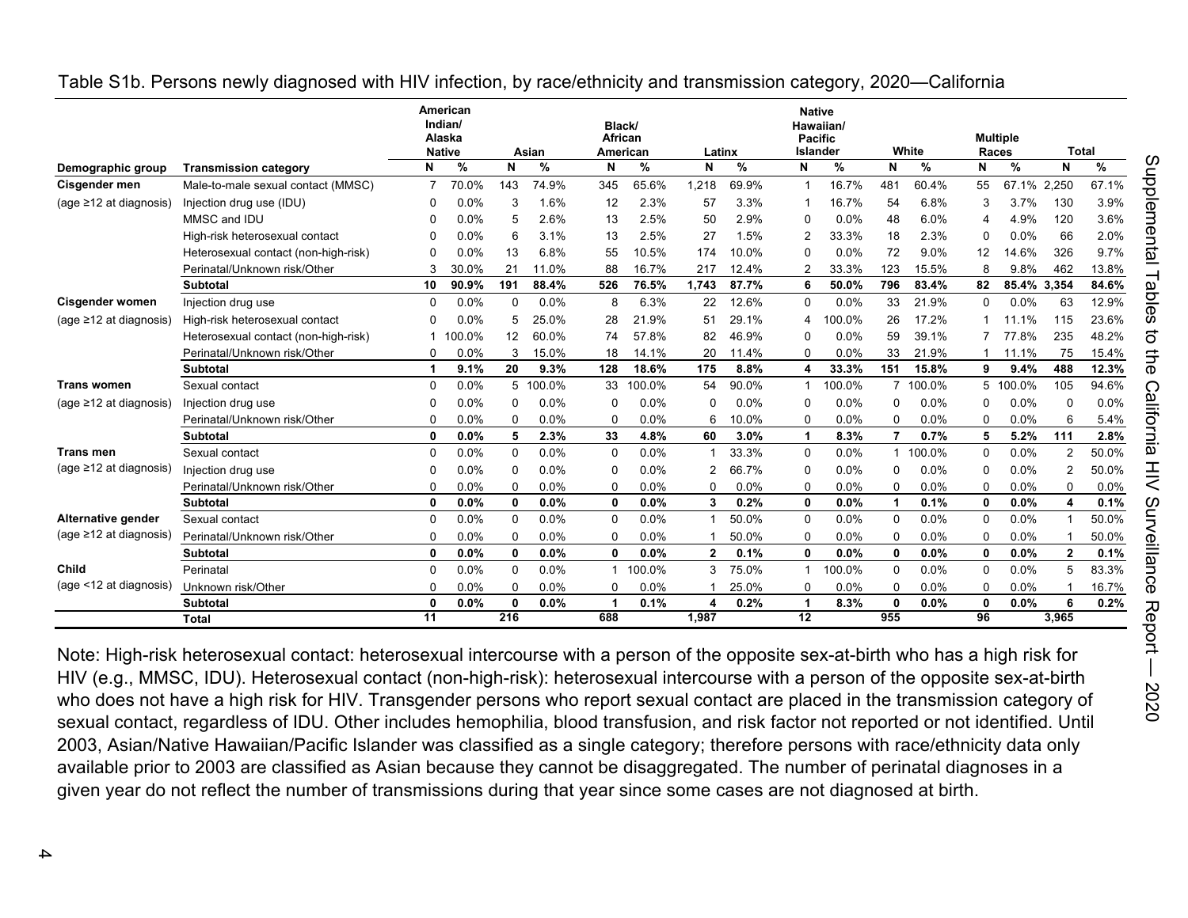Table S1b. Persons newly diagnosed with HIV infection, by race/ethnicity and transmission category, 2020—California

| Demographic group | Transmission category | American Indian/ Alaska Native | | Asian | | Black/ African American | | Latinx | | Native Hawaiian/ Pacific Islander | | White | | Multiple Races | | Total | |
|---|---|---|---|---|---|---|---|---|---|---|---|---|---|---|---|---|---|
| | | N | % | N | % | N | % | N | % | N | % | N | % | N | % | N | % |
| **Cisgender men** | Male-to-male sexual contact (MMSC) | 7 | 70.0% | 143 | 74.9% | 345 | 65.6% | 1,218 | 69.9% | 1 | 16.7% | 481 | 60.4% | 55 | 67.1% | 2,250 | 67.1% |
| (age ≥12 at diagnosis) | Injection drug use (IDU) | 0 | 0.0% | 3 | 1.6% | 12 | 2.3% | 57 | 3.3% | 1 | 16.7% | 54 | 6.8% | 3 | 3.7% | 130 | 3.9% |
| | MMSC and IDU | 0 | 0.0% | 5 | 2.6% | 13 | 2.5% | 50 | 2.9% | 0 | 0.0% | 48 | 6.0% | 4 | 4.9% | 120 | 3.6% |
| | High-risk heterosexual contact | 0 | 0.0% | 6 | 3.1% | 13 | 2.5% | 27 | 1.5% | 2 | 33.3% | 18 | 2.3% | 0 | 0.0% | 66 | 2.0% |
| | Heterosexual contact (non-high-risk) | 0 | 0.0% | 13 | 6.8% | 55 | 10.5% | 174 | 10.0% | 0 | 0.0% | 72 | 9.0% | 12 | 14.6% | 326 | 9.7% |
| | Perinatal/Unknown risk/Other | 3 | 30.0% | 21 | 11.0% | 88 | 16.7% | 217 | 12.4% | 2 | 33.3% | 123 | 15.5% | 8 | 9.8% | 462 | 13.8% |
| | **Subtotal** | **10** | **90.9%** | **191** | **88.4%** | **526** | **76.5%** | **1,743** | **87.7%** | **6** | **50.0%** | **796** | **83.4%** | **82** | **85.4%** | **3,354** | **84.6%** |
| **Cisgender women** | Injection drug use | 0 | 0.0% | 0 | 0.0% | 8 | 6.3% | 22 | 12.6% | 0 | 0.0% | 33 | 21.9% | 0 | 0.0% | 63 | 12.9% |
| (age ≥12 at diagnosis) | High-risk heterosexual contact | 0 | 0.0% | 5 | 25.0% | 28 | 21.9% | 51 | 29.1% | 4 | 100.0% | 26 | 17.2% | 1 | 11.1% | 115 | 23.6% |
| | Heterosexual contact (non-high-risk) | 1 | 100.0% | 12 | 60.0% | 74 | 57.8% | 82 | 46.9% | 0 | 0.0% | 59 | 39.1% | 7 | 77.8% | 235 | 48.2% |
| | Perinatal/Unknown risk/Other | 0 | 0.0% | 3 | 15.0% | 18 | 14.1% | 20 | 11.4% | 0 | 0.0% | 33 | 21.9% | 1 | 11.1% | 75 | 15.4% |
| | **Subtotal** | **1** | **9.1%** | **20** | **9.3%** | **128** | **18.6%** | **175** | **8.8%** | **4** | **33.3%** | **151** | **15.8%** | **9** | **9.4%** | **488** | **12.3%** |
| **Trans women** | Sexual contact | 0 | 0.0% | 5 | 100.0% | 33 | 100.0% | 54 | 90.0% | 1 | 100.0% | 7 | 100.0% | 5 | 100.0% | 105 | 94.6% |
| (age ≥12 at diagnosis) | Injection drug use | 0 | 0.0% | 0 | 0.0% | 0 | 0.0% | 0 | 0.0% | 0 | 0.0% | 0 | 0.0% | 0 | 0.0% | 0 | 0.0% |
| | Perinatal/Unknown risk/Other | 0 | 0.0% | 0 | 0.0% | 0 | 0.0% | 6 | 10.0% | 0 | 0.0% | 0 | 0.0% | 0 | 0.0% | 6 | 5.4% |
| | **Subtotal** | **0** | **0.0%** | **5** | **2.3%** | **33** | **4.8%** | **60** | **3.0%** | **1** | **8.3%** | **7** | **0.7%** | **5** | **5.2%** | **111** | **2.8%** |
| **Trans men** | Sexual contact | 0 | 0.0% | 0 | 0.0% | 0 | 0.0% | 1 | 33.3% | 0 | 0.0% | 1 | 100.0% | 0 | 0.0% | 2 | 50.0% |
| (age ≥12 at diagnosis) | Injection drug use | 0 | 0.0% | 0 | 0.0% | 0 | 0.0% | 2 | 66.7% | 0 | 0.0% | 0 | 0.0% | 0 | 0.0% | 2 | 50.0% |
| | Perinatal/Unknown risk/Other | 0 | 0.0% | 0 | 0.0% | 0 | 0.0% | 0 | 0.0% | 0 | 0.0% | 0 | 0.0% | 0 | 0.0% | 0 | 0.0% |
| | **Subtotal** | **0** | **0.0%** | **0** | **0.0%** | **0** | **0.0%** | **3** | **0.2%** | **0** | **0.0%** | **1** | **0.1%** | **0** | **0.0%** | **4** | **0.1%** |
| **Alternative gender** | Sexual contact | 0 | 0.0% | 0 | 0.0% | 0 | 0.0% | 1 | 50.0% | 0 | 0.0% | 0 | 0.0% | 0 | 0.0% | 1 | 50.0% |
| (age ≥12 at diagnosis) | Perinatal/Unknown risk/Other | 0 | 0.0% | 0 | 0.0% | 0 | 0.0% | 1 | 50.0% | 0 | 0.0% | 0 | 0.0% | 0 | 0.0% | 1 | 50.0% |
| | **Subtotal** | **0** | **0.0%** | **0** | **0.0%** | **0** | **0.0%** | **2** | **0.1%** | **0** | **0.0%** | **0** | **0.0%** | **0** | **0.0%** | **2** | **0.1%** |
| **Child** | Perinatal | 0 | 0.0% | 0 | 0.0% | 1 | 100.0% | 3 | 75.0% | 1 | 100.0% | 0 | 0.0% | 0 | 0.0% | 5 | 83.3% |
| (age <12 at diagnosis) | Unknown risk/Other | 0 | 0.0% | 0 | 0.0% | 0 | 0.0% | 1 | 25.0% | 0 | 0.0% | 0 | 0.0% | 0 | 0.0% | 1 | 16.7% |
| | **Subtotal** | **0** | **0.0%** | **0** | **0.0%** | **1** | **0.1%** | **4** | **0.2%** | **1** | **8.3%** | **0** | **0.0%** | **0** | **0.0%** | **6** | **0.2%** |
| | **Total** | **11** | | **216** | | **688** | | **1,987** | | **12** | | **955** | | **96** | | **3,965** | |

Note: High-risk heterosexual contact: heterosexual intercourse with a person of the opposite sex-at-birth who has a high risk for HIV (e.g., MMSC, IDU). Heterosexual contact (non-high-risk): heterosexual intercourse with a person of the opposite sex-at-birth who does not have a high risk for HIV. Transgender persons who report sexual contact are placed in the transmission category of sexual contact, regardless of IDU. Other includes hemophilia, blood transfusion, and risk factor not reported or not identified. Until 2003, Asian/Native Hawaiian/Pacific Islander was classified as a single category; therefore persons with race/ethnicity data only available prior to 2003 are classified as Asian because they cannot be disaggregated. The number of perinatal diagnoses in a given year do not reflect the number of transmissions during that year since some cases are not diagnosed at birth.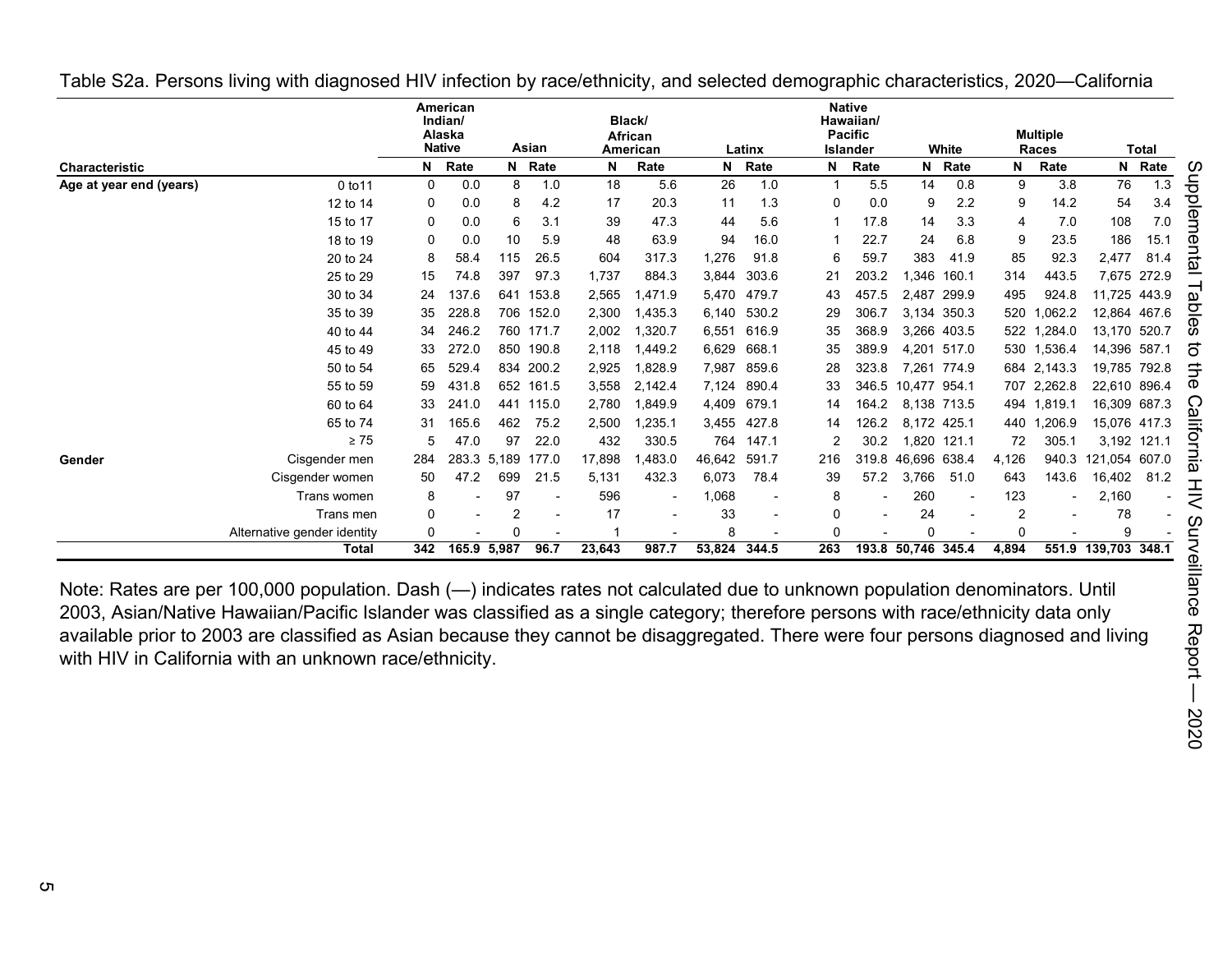Table S2a. Persons living with diagnosed HIV infection by race/ethnicity, and selected demographic characteristics, 2020—California

| Characteristic | | American Indian/ Alaska Native | | Asian | | Black/ African American | | Latinx | | Native Hawaiian/ Pacific Islander | | White | | Multiple Races | | Total | |
|---|---|---|---|---|---|---|---|---|---|---|---|---|---|---|---|---|---|
| | | N | Rate | N | Rate | N | Rate | N | Rate | N | Rate | N | Rate | N | Rate | N | Rate |
| **Age at year end (years)** | 0 to11 | 0 | 0.0 | 8 | 1.0 | 18 | 5.6 | 26 | 1.0 | 1 | 5.5 | 14 | 0.8 | 9 | 3.8 | 76 | 1.3 |
| | 12 to 14 | 0 | 0.0 | 8 | 4.2 | 17 | 20.3 | 11 | 1.3 | 0 | 0.0 | 9 | 2.2 | 9 | 14.2 | 54 | 3.4 |
| | 15 to 17 | 0 | 0.0 | 6 | 3.1 | 39 | 47.3 | 44 | 5.6 | 1 | 17.8 | 14 | 3.3 | 4 | 7.0 | 108 | 7.0 |
| | 18 to 19 | 0 | 0.0 | 10 | 5.9 | 48 | 63.9 | 94 | 16.0 | 1 | 22.7 | 24 | 6.8 | 9 | 23.5 | 186 | 15.1 |
| | 20 to 24 | 8 | 58.4 | 115 | 26.5 | 604 | 317.3 | 1,276 | 91.8 | 6 | 59.7 | 383 | 41.9 | 85 | 92.3 | 2,477 | 81.4 |
| | 25 to 29 | 15 | 74.8 | 397 | 97.3 | 1,737 | 884.3 | 3,844 | 303.6 | 21 | 203.2 | 1,346 | 160.1 | 314 | 443.5 | 7,675 | 272.9 |
| | 30 to 34 | 24 | 137.6 | 641 | 153.8 | 2,565 | 1,471.9 | 5,470 | 479.7 | 43 | 457.5 | 2,487 | 299.9 | 495 | 924.8 | 11,725 | 443.9 |
| | 35 to 39 | 35 | 228.8 | 706 | 152.0 | 2,300 | 1,435.3 | 6,140 | 530.2 | 29 | 306.7 | 3,134 | 350.3 | 520 | 1,062.2 | 12,864 | 467.6 |
| | 40 to 44 | 34 | 246.2 | 760 | 171.7 | 2,002 | 1,320.7 | 6,551 | 616.9 | 35 | 368.9 | 3,266 | 403.5 | 522 | 1,284.0 | 13,170 | 520.7 |
| | 45 to 49 | 33 | 272.0 | 850 | 190.8 | 2,118 | 1,449.2 | 6,629 | 668.1 | 35 | 389.9 | 4,201 | 517.0 | 530 | 1,536.4 | 14,396 | 587.1 |
| | 50 to 54 | 65 | 529.4 | 834 | 200.2 | 2,925 | 1,828.9 | 7,987 | 859.6 | 28 | 323.8 | 7,261 | 774.9 | 684 | 2,143.3 | 19,785 | 792.8 |
| | 55 to 59 | 59 | 431.8 | 652 | 161.5 | 3,558 | 2,142.4 | 7,124 | 890.4 | 33 | 346.5 | 10,477 | 954.1 | 707 | 2,262.8 | 22,610 | 896.4 |
| | 60 to 64 | 33 | 241.0 | 441 | 115.0 | 2,780 | 1,849.9 | 4,409 | 679.1 | 14 | 164.2 | 8,138 | 713.5 | 494 | 1,819.1 | 16,309 | 687.3 |
| | 65 to 74 | 31 | 165.6 | 462 | 75.2 | 2,500 | 1,235.1 | 3,455 | 427.8 | 14 | 126.2 | 8,172 | 425.1 | 440 | 1,206.9 | 15,076 | 417.3 |
| | ≥ 75 | 5 | 47.0 | 97 | 22.0 | 432 | 330.5 | 764 | 147.1 | 2 | 30.2 | 1,820 | 121.1 | 72 | 305.1 | 3,192 | 121.1 |
| **Gender** | Cisgender men | 284 | 283.3 | 5,189 | 177.0 | 17,898 | 1,483.0 | 46,642 | 591.7 | 216 | 319.8 | 46,696 | 638.4 | 4,126 | 940.3 | 121,054 | 607.0 |
| | Cisgender women | 50 | 47.2 | 699 | 21.5 | 5,131 | 432.3 | 6,073 | 78.4 | 39 | 57.2 | 3,766 | 51.0 | 643 | 143.6 | 16,402 | 81.2 |
| | Trans women | 8 | - | 97 | - | 596 | - | 1,068 | - | 8 | - | 260 | - | 123 | - | 2,160 | - |
| | Trans men | 0 | - | 2 | - | 17 | - | 33 | - | 0 | - | 24 | - | 2 | - | 78 | - |
| | Alternative gender identity | 0 | - | 0 | - | 1 | - | 8 | - | 0 | - | 0 | - | 0 | - | 9 | - |
| | **Total** | **342** | **165.9** | **5,987** | **96.7** | **23,643** | **987.7** | **53,824** | **344.5** | **263** | **193.8** | **50,746** | **345.4** | **4,894** | **551.9** | **139,703** | **348.1** |

Note: Rates are per 100,000 population. Dash (—) indicates rates not calculated due to unknown population denominators. Until 2003, Asian/Native Hawaiian/Pacific Islander was classified as a single category; therefore persons with race/ethnicity data only available prior to 2003 are classified as Asian because they cannot be disaggregated. There were four persons diagnosed and living with HIV in California with an unknown race/ethnicity.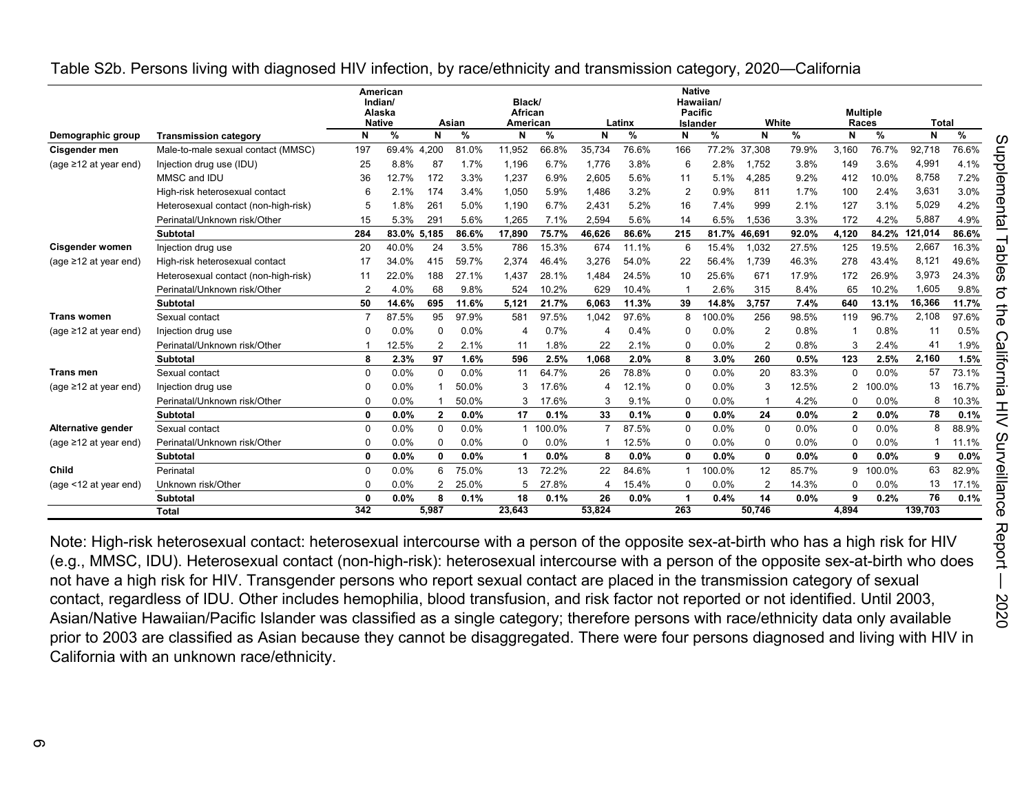Table S2b. Persons living with diagnosed HIV infection, by race/ethnicity and transmission category, 2020—California

| | | American Indian/ Alaska Native | | Asian | | Black/ African American | | Latinx | | Native Hawaiian/ Pacific Islander | | White | | Multiple Races | | Total | |
|---|---|---|---|---|---|---|---|---|---|---|---|---|---|---|---|---|---|
| **Demographic group** | **Transmission category** | **N** | **%** | **N** | **%** | **N** | **%** | **N** | **%** | **N** | **%** | **N** | **%** | **N** | **%** | **N** | **%** |
| **Cisgender men** | Male-to-male sexual contact (MMSC) | 197 | 69.4% | 4,200 | 81.0% | 11,952 | 66.8% | 35,734 | 76.6% | 166 | 77.2% | 37,308 | 79.9% | 3,160 | 76.7% | 92,718 | 76.6% |
| (age ≥12 at year end) | Injection drug use (IDU) | 25 | 8.8% | 87 | 1.7% | 1,196 | 6.7% | 1,776 | 3.8% | 6 | 2.8% | 1,752 | 3.8% | 149 | 3.6% | 4,991 | 4.1% |
| | MMSC and IDU | 36 | 12.7% | 172 | 3.3% | 1,237 | 6.9% | 2,605 | 5.6% | 11 | 5.1% | 4,285 | 9.2% | 412 | 10.0% | 8,758 | 7.2% |
| | High-risk heterosexual contact | 6 | 2.1% | 174 | 3.4% | 1,050 | 5.9% | 1,486 | 3.2% | 2 | 0.9% | 811 | 1.7% | 100 | 2.4% | 3,631 | 3.0% |
| | Heterosexual contact (non-high-risk) | 5 | 1.8% | 261 | 5.0% | 1,190 | 6.7% | 2,431 | 5.2% | 16 | 7.4% | 999 | 2.1% | 127 | 3.1% | 5,029 | 4.2% |
| | Perinatal/Unknown risk/Other | 15 | 5.3% | 291 | 5.6% | 1,265 | 7.1% | 2,594 | 5.6% | 14 | 6.5% | 1,536 | 3.3% | 172 | 4.2% | 5,887 | 4.9% |
| | **Subtotal** | **284** | **83.0%** | **5,185** | **86.6%** | **17,890** | **75.7%** | **46,626** | **86.6%** | **215** | **81.7%** | **46,691** | **92.0%** | **4,120** | **84.2%** | **121,014** | **86.6%** |
| **Cisgender women** | Injection drug use | 20 | 40.0% | 24 | 3.5% | 786 | 15.3% | 674 | 11.1% | 6 | 15.4% | 1,032 | 27.5% | 125 | 19.5% | 2,667 | 16.3% |
| (age ≥12 at year end) | High-risk heterosexual contact | 17 | 34.0% | 415 | 59.7% | 2,374 | 46.4% | 3,276 | 54.0% | 22 | 56.4% | 1,739 | 46.3% | 278 | 43.4% | 8,121 | 49.6% |
| | Heterosexual contact (non-high-risk) | 11 | 22.0% | 188 | 27.1% | 1,437 | 28.1% | 1,484 | 24.5% | 10 | 25.6% | 671 | 17.9% | 172 | 26.9% | 3,973 | 24.3% |
| | Perinatal/Unknown risk/Other | 2 | 4.0% | 68 | 9.8% | 524 | 10.2% | 629 | 10.4% | 1 | 2.6% | 315 | 8.4% | 65 | 10.2% | 1,605 | 9.8% |
| | **Subtotal** | **50** | **14.6%** | **695** | **11.6%** | **5,121** | **21.7%** | **6,063** | **11.3%** | **39** | **14.8%** | **3,757** | **7.4%** | **640** | **13.1%** | **16,366** | **11.7%** |
| **Trans women** | Sexual contact | 7 | 87.5% | 95 | 97.9% | 581 | 97.5% | 1,042 | 97.6% | 8 | 100.0% | 256 | 98.5% | 119 | 96.7% | 2,108 | 97.6% |
| (age ≥12 at year end) | Injection drug use | 0 | 0.0% | 0 | 0.0% | 4 | 0.7% | 4 | 0.4% | 0 | 0.0% | 2 | 0.8% | 1 | 0.8% | 11 | 0.5% |
| | Perinatal/Unknown risk/Other | 1 | 12.5% | 2 | 2.1% | 11 | 1.8% | 22 | 2.1% | 0 | 0.0% | 2 | 0.8% | 3 | 2.4% | 41 | 1.9% |
| | **Subtotal** | **8** | **2.3%** | **97** | **1.6%** | **596** | **2.5%** | **1,068** | **2.0%** | **8** | **3.0%** | **260** | **0.5%** | **123** | **2.5%** | **2,160** | **1.5%** |
| **Trans men** | Sexual contact | 0 | 0.0% | 0 | 0.0% | 11 | 64.7% | 26 | 78.8% | 0 | 0.0% | 20 | 83.3% | 0 | 0.0% | 57 | 73.1% |
| (age ≥12 at year end) | Injection drug use | 0 | 0.0% | 1 | 50.0% | 3 | 17.6% | 4 | 12.1% | 0 | 0.0% | 3 | 12.5% | 2 | 100.0% | 13 | 16.7% |
| | Perinatal/Unknown risk/Other | 0 | 0.0% | 1 | 50.0% | 3 | 17.6% | 3 | 9.1% | 0 | 0.0% | 1 | 4.2% | 0 | 0.0% | 8 | 10.3% |
| | **Subtotal** | **0** | **0.0%** | **2** | **0.0%** | **17** | **0.1%** | **33** | **0.1%** | **0** | **0.0%** | **24** | **0.0%** | **2** | **0.0%** | **78** | **0.1%** |
| **Alternative gender** | Sexual contact | 0 | 0.0% | 0 | 0.0% | 1 | 100.0% | 7 | 87.5% | 0 | 0.0% | 0 | 0.0% | 0 | 0.0% | 8 | 88.9% |
| (age ≥12 at year end) | Perinatal/Unknown risk/Other | 0 | 0.0% | 0 | 0.0% | 0 | 0.0% | 1 | 12.5% | 0 | 0.0% | 0 | 0.0% | 0 | 0.0% | 1 | 11.1% |
| | **Subtotal** | **0** | **0.0%** | **0** | **0.0%** | **1** | **0.0%** | **8** | **0.0%** | **0** | **0.0%** | **0** | **0.0%** | **0** | **0.0%** | **9** | **0.0%** |
| **Child** | Perinatal | 0 | 0.0% | 6 | 75.0% | 13 | 72.2% | 22 | 84.6% | 1 | 100.0% | 12 | 85.7% | 9 | 100.0% | 63 | 82.9% |
| (age <12 at year end) | Unknown risk/Other | 0 | 0.0% | 2 | 25.0% | 5 | 27.8% | 4 | 15.4% | 0 | 0.0% | 2 | 14.3% | 0 | 0.0% | 13 | 17.1% |
| | **Subtotal** | **0** | **0.0%** | **8** | **0.1%** | **18** | **0.1%** | **26** | **0.0%** | **1** | **0.4%** | **14** | **0.0%** | **9** | **0.2%** | **76** | **0.1%** |
| | **Total** | **342** | | **5,987** | | **23,643** | | **53,824** | | **263** | | **50,746** | | **4,894** | | **139,703** | |

Note: High-risk heterosexual contact: heterosexual intercourse with a person of the opposite sex-at-birth who has a high risk for HIV (e.g., MMSC, IDU). Heterosexual contact (non-high-risk): heterosexual intercourse with a person of the opposite sex-at-birth who does not have a high risk for HIV. Transgender persons who report sexual contact are placed in the transmission category of sexual contact, regardless of IDU. Other includes hemophilia, blood transfusion, and risk factor not reported or not identified. Until 2003, Asian/Native Hawaiian/Pacific Islander was classified as a single category; therefore persons with race/ethnicity data only available prior to 2003 are classified as Asian because they cannot be disaggregated. There were four persons diagnosed and living with HIV in California with an unknown race/ethnicity.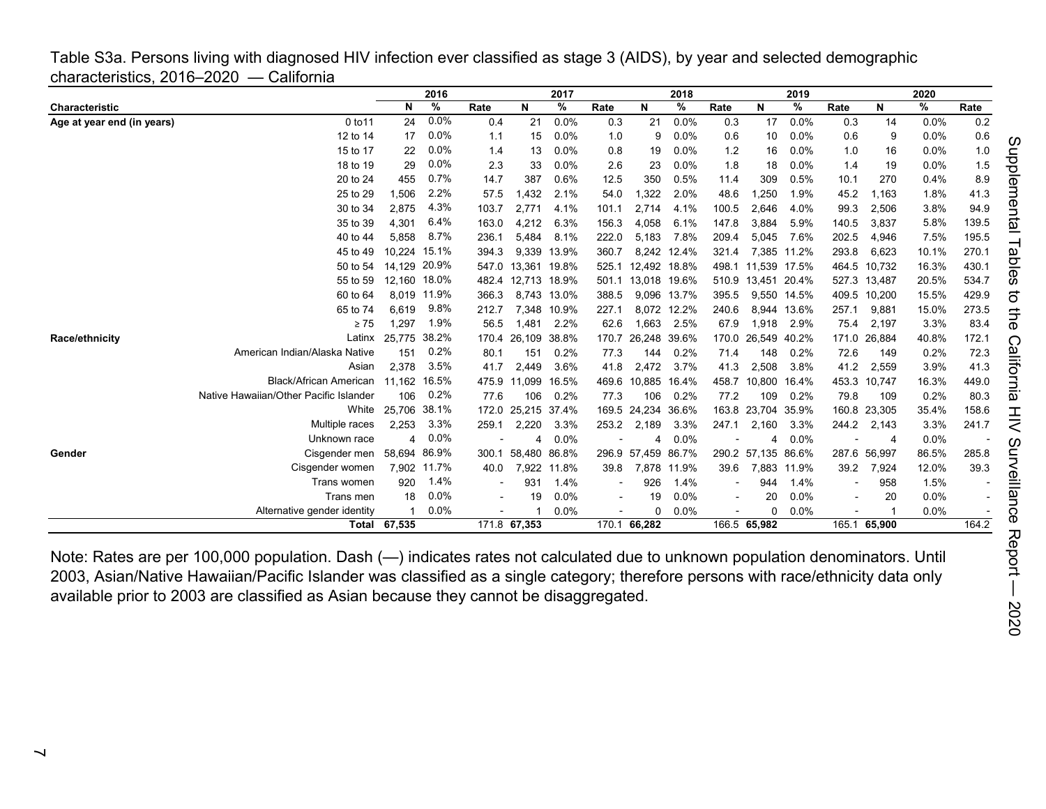Table S3a. Persons living with diagnosed HIV infection ever classified as stage 3 (AIDS), by year and selected demographic characteristics, 2016–2020 — California

| Characteristic | | 2016 | | | 2017 | | | 2018 | | | 2019 | | | 2020 | | |
|---|---|---|---|---|---|---|---|---|---|---|---|---|---|---|---|---|
| | | N | % | Rate | N | % | Rate | N | % | Rate | N | % | Rate | N | % | Rate |
| Age at year end (in years) | 0 to11 | 24 | 0.0% | 0.4 | 21 | 0.0% | 0.3 | 21 | 0.0% | 0.3 | 17 | 0.0% | 0.3 | 14 | 0.0% | 0.2 |
| | 12 to 14 | 17 | 0.0% | 1.1 | 15 | 0.0% | 1.0 | 9 | 0.0% | 0.6 | 10 | 0.0% | 0.6 | 9 | 0.0% | 0.6 |
| | 15 to 17 | 22 | 0.0% | 1.4 | 13 | 0.0% | 0.8 | 19 | 0.0% | 1.2 | 16 | 0.0% | 1.0 | 16 | 0.0% | 1.0 |
| | 18 to 19 | 29 | 0.0% | 2.3 | 33 | 0.0% | 2.6 | 23 | 0.0% | 1.8 | 18 | 0.0% | 1.4 | 19 | 0.0% | 1.5 |
| | 20 to 24 | 455 | 0.7% | 14.7 | 387 | 0.6% | 12.5 | 350 | 0.5% | 11.4 | 309 | 0.5% | 10.1 | 270 | 0.4% | 8.9 |
| | 25 to 29 | 1,506 | 2.2% | 57.5 | 1,432 | 2.1% | 54.0 | 1,322 | 2.0% | 48.6 | 1,250 | 1.9% | 45.2 | 1,163 | 1.8% | 41.3 |
| | 30 to 34 | 2,875 | 4.3% | 103.7 | 2,771 | 4.1% | 101.1 | 2,714 | 4.1% | 100.5 | 2,646 | 4.0% | 99.3 | 2,506 | 3.8% | 94.9 |
| | 35 to 39 | 4,301 | 6.4% | 163.0 | 4,212 | 6.3% | 156.3 | 4,058 | 6.1% | 147.8 | 3,884 | 5.9% | 140.5 | 3,837 | 5.8% | 139.5 |
| | 40 to 44 | 5,858 | 8.7% | 236.1 | 5,484 | 8.1% | 222.0 | 5,183 | 7.8% | 209.4 | 5,045 | 7.6% | 202.5 | 4,946 | 7.5% | 195.5 |
| | 45 to 49 | 10,224 | 15.1% | 394.3 | 9,339 | 13.9% | 360.7 | 8,242 | 12.4% | 321.4 | 7,385 | 11.2% | 293.8 | 6,623 | 10.1% | 270.1 |
| | 50 to 54 | 14,129 | 20.9% | 547.0 | 13,361 | 19.8% | 525.1 | 12,492 | 18.8% | 498.1 | 11,539 | 17.5% | 464.5 | 10,732 | 16.3% | 430.1 |
| | 55 to 59 | 12,160 | 18.0% | 482.4 | 12,713 | 18.9% | 501.1 | 13,018 | 19.6% | 510.9 | 13,451 | 20.4% | 527.3 | 13,487 | 20.5% | 534.7 |
| | 60 to 64 | 8,019 | 11.9% | 366.3 | 8,743 | 13.0% | 388.5 | 9,096 | 13.7% | 395.5 | 9,550 | 14.5% | 409.5 | 10,200 | 15.5% | 429.9 |
| | 65 to 74 | 6,619 | 9.8% | 212.7 | 7,348 | 10.9% | 227.1 | 8,072 | 12.2% | 240.6 | 8,944 | 13.6% | 257.1 | 9,881 | 15.0% | 273.5 |
| | ≥ 75 | 1,297 | 1.9% | 56.5 | 1,481 | 2.2% | 62.6 | 1,663 | 2.5% | 67.9 | 1,918 | 2.9% | 75.4 | 2,197 | 3.3% | 83.4 |
| Race/ethnicity | Latinx | 25,775 | 38.2% | 170.4 | 26,109 | 38.8% | 170.7 | 26,248 | 39.6% | 170.0 | 26,549 | 40.2% | 171.0 | 26,884 | 40.8% | 172.1 |
| | American Indian/Alaska Native | 151 | 0.2% | 80.1 | 151 | 0.2% | 77.3 | 144 | 0.2% | 71.4 | 148 | 0.2% | 72.6 | 149 | 0.2% | 72.3 |
| | Asian | 2,378 | 3.5% | 41.7 | 2,449 | 3.6% | 41.8 | 2,472 | 3.7% | 41.3 | 2,508 | 3.8% | 41.2 | 2,559 | 3.9% | 41.3 |
| | Black/African American | 11,162 | 16.5% | 475.9 | 11,099 | 16.5% | 469.6 | 10,885 | 16.4% | 458.7 | 10,800 | 16.4% | 453.3 | 10,747 | 16.3% | 449.0 |
| | Native Hawaiian/Other Pacific Islander | 106 | 0.2% | 77.6 | 106 | 0.2% | 77.3 | 106 | 0.2% | 77.2 | 109 | 0.2% | 79.8 | 109 | 0.2% | 80.3 |
| | White | 25,706 | 38.1% | 172.0 | 25,215 | 37.4% | 169.5 | 24,234 | 36.6% | 163.8 | 23,704 | 35.9% | 160.8 | 23,305 | 35.4% | 158.6 |
| | Multiple races | 2,253 | 3.3% | 259.1 | 2,220 | 3.3% | 253.2 | 2,189 | 3.3% | 247.1 | 2,160 | 3.3% | 244.2 | 2,143 | 3.3% | 241.7 |
| | Unknown race | 4 | 0.0% | - | 4 | 0.0% | - | 4 | 0.0% | - | 4 | 0.0% | - | 4 | 0.0% | - |
| Gender | Cisgender men | 58,694 | 86.9% | 300.1 | 58,480 | 86.8% | 296.9 | 57,459 | 86.7% | 290.2 | 57,135 | 86.6% | 287.6 | 56,997 | 86.5% | 285.8 |
| | Cisgender women | 7,902 | 11.7% | 40.0 | 7,922 | 11.8% | 39.8 | 7,878 | 11.9% | 39.6 | 7,883 | 11.9% | 39.2 | 7,924 | 12.0% | 39.3 |
| | Trans women | 920 | 1.4% | - | 931 | 1.4% | - | 926 | 1.4% | - | 944 | 1.4% | - | 958 | 1.5% | - |
| | Trans men | 18 | 0.0% | - | 19 | 0.0% | - | 19 | 0.0% | - | 20 | 0.0% | - | 20 | 0.0% | - |
| | Alternative gender identity | 1 | 0.0% | - | 1 | 0.0% | - | 0 | 0.0% | - | 0 | 0.0% | - | 1 | 0.0% | - |
| | **Total** | **67,535** | | 171.8 | **67,353** | | 170.1 | **66,282** | | 166.5 | **65,982** | | 165.1 | **65,900** | | 164.2 |

Note: Rates are per 100,000 population. Dash (—) indicates rates not calculated due to unknown population denominators. Until 2003, Asian/Native Hawaiian/Pacific Islander was classified as a single category; therefore persons with race/ethnicity data only available prior to 2003 are classified as Asian because they cannot be disaggregated.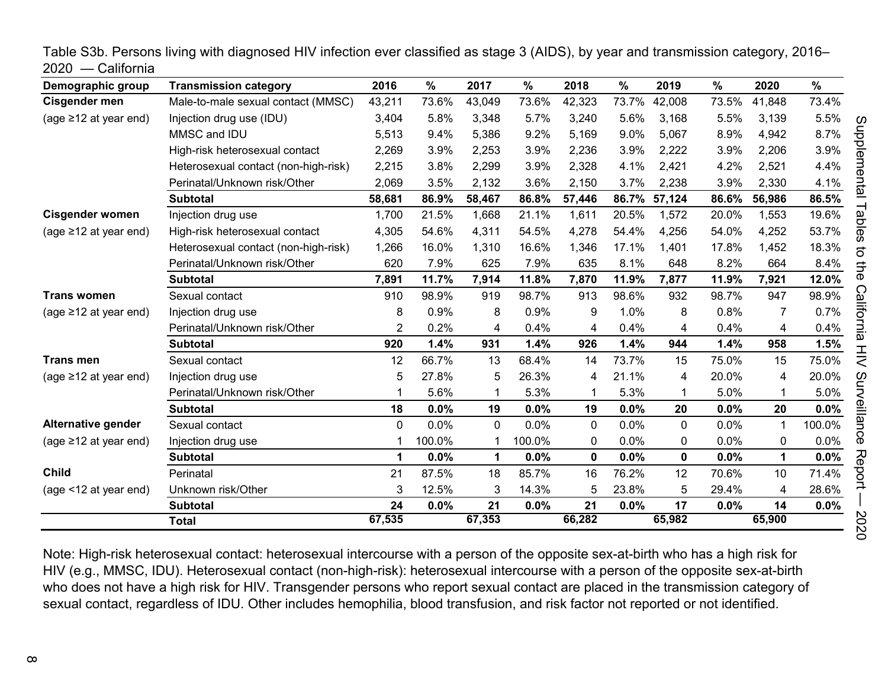Table S3b. Persons living with diagnosed HIV infection ever classified as stage 3 (AIDS), by year and transmission category, 2016–2020 — California

| Demographic group | Transmission category | 2016 | % | 2017 | % | 2018 | % | 2019 | % | 2020 | % |
|---|---|---|---|---|---|---|---|---|---|---|---|
| **Cisgender men** | Male-to-male sexual contact (MMSC) | 43,211 | 73.6% | 43,049 | 73.6% | 42,323 | 73.7% | 42,008 | 73.5% | 41,848 | 73.4% |
| (age ≥12 at year end) | Injection drug use (IDU) | 3,404 | 5.8% | 3,348 | 5.7% | 3,240 | 5.6% | 3,168 | 5.5% | 3,139 | 5.5% |
| | MMSC and IDU | 5,513 | 9.4% | 5,386 | 9.2% | 5,169 | 9.0% | 5,067 | 8.9% | 4,942 | 8.7% |
| | High-risk heterosexual contact | 2,269 | 3.9% | 2,253 | 3.9% | 2,236 | 3.9% | 2,222 | 3.9% | 2,206 | 3.9% |
| | Heterosexual contact (non-high-risk) | 2,215 | 3.8% | 2,299 | 3.9% | 2,328 | 4.1% | 2,421 | 4.2% | 2,521 | 4.4% |
| | Perinatal/Unknown risk/Other | 2,069 | 3.5% | 2,132 | 3.6% | 2,150 | 3.7% | 2,238 | 3.9% | 2,330 | 4.1% |
| | **Subtotal** | **58,681** | **86.9%** | **58,467** | **86.8%** | **57,446** | **86.7%** | **57,124** | **86.6%** | **56,986** | **86.5%** |
| **Cisgender women** | Injection drug use | 1,700 | 21.5% | 1,668 | 21.1% | 1,611 | 20.5% | 1,572 | 20.0% | 1,553 | 19.6% |
| (age ≥12 at year end) | High-risk heterosexual contact | 4,305 | 54.6% | 4,311 | 54.5% | 4,278 | 54.4% | 4,256 | 54.0% | 4,252 | 53.7% |
| | Heterosexual contact (non-high-risk) | 1,266 | 16.0% | 1,310 | 16.6% | 1,346 | 17.1% | 1,401 | 17.8% | 1,452 | 18.3% |
| | Perinatal/Unknown risk/Other | 620 | 7.9% | 625 | 7.9% | 635 | 8.1% | 648 | 8.2% | 664 | 8.4% |
| | **Subtotal** | **7,891** | **11.7%** | **7,914** | **11.8%** | **7,870** | **11.9%** | **7,877** | **11.9%** | **7,921** | **12.0%** |
| **Trans women** | Sexual contact | 910 | 98.9% | 919 | 98.7% | 913 | 98.6% | 932 | 98.7% | 947 | 98.9% |
| (age ≥12 at year end) | Injection drug use | 8 | 0.9% | 8 | 0.9% | 9 | 1.0% | 8 | 0.8% | 7 | 0.7% |
| | Perinatal/Unknown risk/Other | 2 | 0.2% | 4 | 0.4% | 4 | 0.4% | 4 | 0.4% | 4 | 0.4% |
| | **Subtotal** | **920** | **1.4%** | **931** | **1.4%** | **926** | **1.4%** | **944** | **1.4%** | **958** | **1.5%** |
| **Trans men** | Sexual contact | 12 | 66.7% | 13 | 68.4% | 14 | 73.7% | 15 | 75.0% | 15 | 75.0% |
| (age ≥12 at year end) | Injection drug use | 5 | 27.8% | 5 | 26.3% | 4 | 21.1% | 4 | 20.0% | 4 | 20.0% |
| | Perinatal/Unknown risk/Other | 1 | 5.6% | 1 | 5.3% | 1 | 5.3% | 1 | 5.0% | 1 | 5.0% |
| | **Subtotal** | **18** | **0.0%** | **19** | **0.0%** | **19** | **0.0%** | **20** | **0.0%** | **20** | **0.0%** |
| **Alternative gender** | Sexual contact | 0 | 0.0% | 0 | 0.0% | 0 | 0.0% | 0 | 0.0% | 1 | 100.0% |
| (age ≥12 at year end) | Injection drug use | 1 | 100.0% | 1 | 100.0% | 0 | 0.0% | 0 | 0.0% | 0 | 0.0% |
| | **Subtotal** | **1** | **0.0%** | **1** | **0.0%** | **0** | **0.0%** | **0** | **0.0%** | **1** | **0.0%** |
| **Child** | Perinatal | 21 | 87.5% | 18 | 85.7% | 16 | 76.2% | 12 | 70.6% | 10 | 71.4% |
| (age <12 at year end) | Unknown risk/Other | 3 | 12.5% | 3 | 14.3% | 5 | 23.8% | 5 | 29.4% | 4 | 28.6% |
| | **Subtotal** | **24** | **0.0%** | **21** | **0.0%** | **21** | **0.0%** | **17** | **0.0%** | **14** | **0.0%** |
| | **Total** | **67,535** | | **67,353** | | **66,282** | | **65,982** | | **65,900** | |

Note: High-risk heterosexual contact: heterosexual intercourse with a person of the opposite sex-at-birth who has a high risk for HIV (e.g., MMSC, IDU). Heterosexual contact (non-high-risk): heterosexual intercourse with a person of the opposite sex-at-birth who does not have a high risk for HIV. Transgender persons who report sexual contact are placed in the transmission category of sexual contact, regardless of IDU. Other includes hemophilia, blood transfusion, and risk factor not reported or not identified.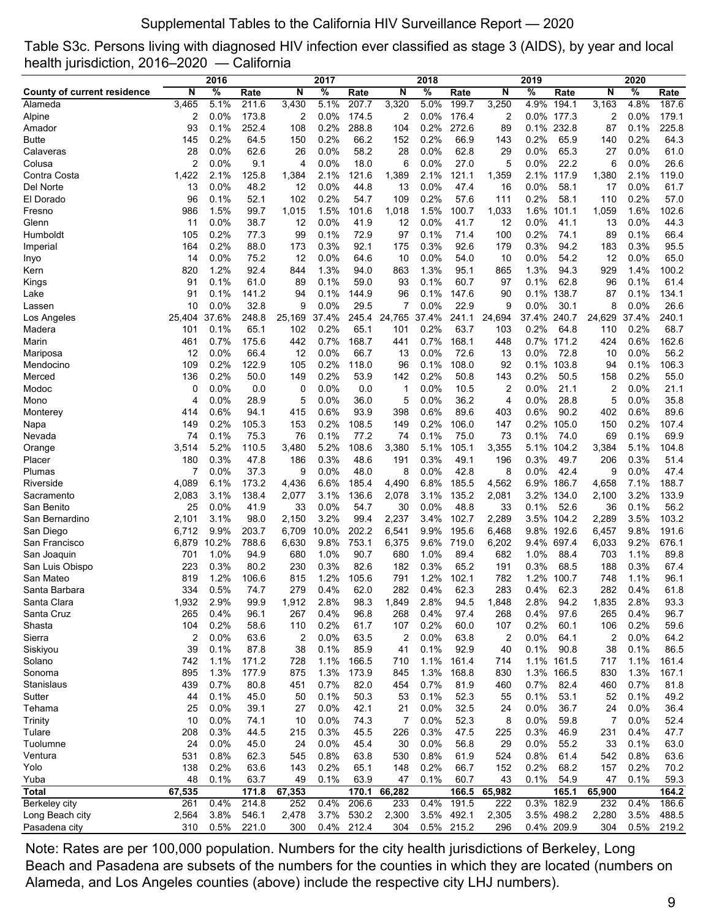Supplemental Tables to the California HIV Surveillance Report — 2020

Table S3c. Persons living with diagnosed HIV infection ever classified as stage 3 (AIDS), by year and local health jurisdiction, 2016–2020 — California

| | 2016 | | | 2017 | | | 2018 | | | 2019 | | | 2020 | | |
|---|---|---|---|---|---|---|---|---|---|---|---|---|---|---|---|
| County of current residence | N | % | Rate | N | % | Rate | N | % | Rate | N | % | Rate | N | % | Rate |
| Alameda | 3,465 | 5.1% | 211.6 | 3,430 | 5.1% | 207.7 | 3,320 | 5.0% | 199.7 | 3,250 | 4.9% | 194.1 | 3,163 | 4.8% | 187.6 |
| Alpine | 2 | 0.0% | 173.8 | 2 | 0.0% | 174.5 | 2 | 0.0% | 176.4 | 2 | 0.0% | 177.3 | 2 | 0.0% | 179.1 |
| Amador | 93 | 0.1% | 252.4 | 108 | 0.2% | 288.8 | 104 | 0.2% | 272.6 | 89 | 0.1% | 232.8 | 87 | 0.1% | 225.8 |
| Butte | 145 | 0.2% | 64.5 | 150 | 0.2% | 66.2 | 152 | 0.2% | 66.9 | 143 | 0.2% | 65.9 | 140 | 0.2% | 64.3 |
| Calaveras | 28 | 0.0% | 62.6 | 26 | 0.0% | 58.2 | 28 | 0.0% | 62.8 | 29 | 0.0% | 65.3 | 27 | 0.0% | 61.0 |
| Colusa | 2 | 0.0% | 9.1 | 4 | 0.0% | 18.0 | 6 | 0.0% | 27.0 | 5 | 0.0% | 22.2 | 6 | 0.0% | 26.6 |
| Contra Costa | 1,422 | 2.1% | 125.8 | 1,384 | 2.1% | 121.6 | 1,389 | 2.1% | 121.1 | 1,359 | 2.1% | 117.9 | 1,380 | 2.1% | 119.0 |
| Del Norte | 13 | 0.0% | 48.2 | 12 | 0.0% | 44.8 | 13 | 0.0% | 47.4 | 16 | 0.0% | 58.1 | 17 | 0.0% | 61.7 |
| El Dorado | 96 | 0.1% | 52.1 | 102 | 0.2% | 54.7 | 109 | 0.2% | 57.6 | 111 | 0.2% | 58.1 | 110 | 0.2% | 57.0 |
| Fresno | 986 | 1.5% | 99.7 | 1,015 | 1.5% | 101.6 | 1,018 | 1.5% | 100.7 | 1,033 | 1.6% | 101.1 | 1,059 | 1.6% | 102.6 |
| Glenn | 11 | 0.0% | 38.7 | 12 | 0.0% | 41.9 | 12 | 0.0% | 41.7 | 12 | 0.0% | 41.1 | 13 | 0.0% | 44.3 |
| Humboldt | 105 | 0.2% | 77.3 | 99 | 0.1% | 72.9 | 97 | 0.1% | 71.4 | 100 | 0.2% | 74.1 | 89 | 0.1% | 66.4 |
| Imperial | 164 | 0.2% | 88.0 | 173 | 0.3% | 92.1 | 175 | 0.3% | 92.6 | 179 | 0.3% | 94.2 | 183 | 0.3% | 95.5 |
| Inyo | 14 | 0.0% | 75.2 | 12 | 0.0% | 64.6 | 10 | 0.0% | 54.0 | 10 | 0.0% | 54.2 | 12 | 0.0% | 65.0 |
| Kern | 820 | 1.2% | 92.4 | 844 | 1.3% | 94.0 | 863 | 1.3% | 95.1 | 865 | 1.3% | 94.3 | 929 | 1.4% | 100.2 |
| Kings | 91 | 0.1% | 61.0 | 89 | 0.1% | 59.0 | 93 | 0.1% | 60.7 | 97 | 0.1% | 62.8 | 96 | 0.1% | 61.4 |
| Lake | 91 | 0.1% | 141.2 | 94 | 0.1% | 144.9 | 96 | 0.1% | 147.6 | 90 | 0.1% | 138.7 | 87 | 0.1% | 134.1 |
| Lassen | 10 | 0.0% | 32.8 | 9 | 0.0% | 29.5 | 7 | 0.0% | 22.9 | 9 | 0.0% | 30.1 | 8 | 0.0% | 26.6 |
| Los Angeles | 25,404 | 37.6% | 248.8 | 25,169 | 37.4% | 245.4 | 24,765 | 37.4% | 241.1 | 24,694 | 37.4% | 240.7 | 24,629 | 37.4% | 240.1 |
| Madera | 101 | 0.1% | 65.1 | 102 | 0.2% | 65.1 | 101 | 0.2% | 63.7 | 103 | 0.2% | 64.8 | 110 | 0.2% | 68.7 |
| Marin | 461 | 0.7% | 175.6 | 442 | 0.7% | 168.7 | 441 | 0.7% | 168.1 | 448 | 0.7% | 171.2 | 424 | 0.6% | 162.6 |
| Mariposa | 12 | 0.0% | 66.4 | 12 | 0.0% | 66.7 | 13 | 0.0% | 72.6 | 13 | 0.0% | 72.8 | 10 | 0.0% | 56.2 |
| Mendocino | 109 | 0.2% | 122.9 | 105 | 0.2% | 118.0 | 96 | 0.1% | 108.0 | 92 | 0.1% | 103.8 | 94 | 0.1% | 106.3 |
| Merced | 136 | 0.2% | 50.0 | 149 | 0.2% | 53.9 | 142 | 0.2% | 50.8 | 143 | 0.2% | 50.5 | 158 | 0.2% | 55.0 |
| Modoc | 0 | 0.0% | 0.0 | 0 | 0.0% | 0.0 | 1 | 0.0% | 10.5 | 2 | 0.0% | 21.1 | 2 | 0.0% | 21.1 |
| Mono | 4 | 0.0% | 28.9 | 5 | 0.0% | 36.0 | 5 | 0.0% | 36.2 | 4 | 0.0% | 28.8 | 5 | 0.0% | 35.8 |
| Monterey | 414 | 0.6% | 94.1 | 415 | 0.6% | 93.9 | 398 | 0.6% | 89.6 | 403 | 0.6% | 90.2 | 402 | 0.6% | 89.6 |
| Napa | 149 | 0.2% | 105.3 | 153 | 0.2% | 108.5 | 149 | 0.2% | 106.0 | 147 | 0.2% | 105.0 | 150 | 0.2% | 107.4 |
| Nevada | 74 | 0.1% | 75.3 | 76 | 0.1% | 77.2 | 74 | 0.1% | 75.0 | 73 | 0.1% | 74.0 | 69 | 0.1% | 69.9 |
| Orange | 3,514 | 5.2% | 110.5 | 3,480 | 5.2% | 108.6 | 3,380 | 5.1% | 105.1 | 3,355 | 5.1% | 104.2 | 3,384 | 5.1% | 104.8 |
| Placer | 180 | 0.3% | 47.8 | 186 | 0.3% | 48.6 | 191 | 0.3% | 49.1 | 196 | 0.3% | 49.7 | 206 | 0.3% | 51.4 |
| Plumas | 7 | 0.0% | 37.3 | 9 | 0.0% | 48.0 | 8 | 0.0% | 42.8 | 8 | 0.0% | 42.4 | 9 | 0.0% | 47.4 |
| Riverside | 4,089 | 6.1% | 173.2 | 4,436 | 6.6% | 185.4 | 4,490 | 6.8% | 185.5 | 4,562 | 6.9% | 186.7 | 4,658 | 7.1% | 188.7 |
| Sacramento | 2,083 | 3.1% | 138.4 | 2,077 | 3.1% | 136.6 | 2,078 | 3.1% | 135.2 | 2,081 | 3.2% | 134.0 | 2,100 | 3.2% | 133.9 |
| San Benito | 25 | 0.0% | 41.9 | 33 | 0.0% | 54.7 | 30 | 0.0% | 48.8 | 33 | 0.1% | 52.6 | 36 | 0.1% | 56.2 |
| San Bernardino | 2,101 | 3.1% | 98.0 | 2,150 | 3.2% | 99.4 | 2,237 | 3.4% | 102.7 | 2,289 | 3.5% | 104.2 | 2,289 | 3.5% | 103.2 |
| San Diego | 6,712 | 9.9% | 203.7 | 6,709 | 10.0% | 202.2 | 6,541 | 9.9% | 195.6 | 6,468 | 9.8% | 192.6 | 6,457 | 9.8% | 191.6 |
| San Francisco | 6,879 | 10.2% | 788.6 | 6,630 | 9.8% | 753.1 | 6,375 | 9.6% | 719.0 | 6,202 | 9.4% | 697.4 | 6,033 | 9.2% | 676.1 |
| San Joaquin | 701 | 1.0% | 94.9 | 680 | 1.0% | 90.7 | 680 | 1.0% | 89.4 | 682 | 1.0% | 88.4 | 703 | 1.1% | 89.8 |
| San Luis Obispo | 223 | 0.3% | 80.2 | 230 | 0.3% | 82.6 | 182 | 0.3% | 65.2 | 191 | 0.3% | 68.5 | 188 | 0.3% | 67.4 |
| San Mateo | 819 | 1.2% | 106.6 | 815 | 1.2% | 105.6 | 791 | 1.2% | 102.1 | 782 | 1.2% | 100.7 | 748 | 1.1% | 96.1 |
| Santa Barbara | 334 | 0.5% | 74.7 | 279 | 0.4% | 62.0 | 282 | 0.4% | 62.3 | 283 | 0.4% | 62.3 | 282 | 0.4% | 61.8 |
| Santa Clara | 1,932 | 2.9% | 99.9 | 1,912 | 2.8% | 98.3 | 1,849 | 2.8% | 94.5 | 1,848 | 2.8% | 94.2 | 1,835 | 2.8% | 93.3 |
| Santa Cruz | 265 | 0.4% | 96.1 | 267 | 0.4% | 96.8 | 268 | 0.4% | 97.4 | 268 | 0.4% | 97.6 | 265 | 0.4% | 96.7 |
| Shasta | 104 | 0.2% | 58.6 | 110 | 0.2% | 61.7 | 107 | 0.2% | 60.0 | 107 | 0.2% | 60.1 | 106 | 0.2% | 59.6 |
| Sierra | 2 | 0.0% | 63.6 | 2 | 0.0% | 63.5 | 2 | 0.0% | 63.8 | 2 | 0.0% | 64.1 | 2 | 0.0% | 64.2 |
| Siskiyou | 39 | 0.1% | 87.8 | 38 | 0.1% | 85.9 | 41 | 0.1% | 92.9 | 40 | 0.1% | 90.8 | 38 | 0.1% | 86.5 |
| Solano | 742 | 1.1% | 171.2 | 728 | 1.1% | 166.5 | 710 | 1.1% | 161.4 | 714 | 1.1% | 161.5 | 717 | 1.1% | 161.4 |
| Sonoma | 895 | 1.3% | 177.9 | 875 | 1.3% | 173.9 | 845 | 1.3% | 168.8 | 830 | 1.3% | 166.5 | 830 | 1.3% | 167.1 |
| Stanislaus | 439 | 0.7% | 80.8 | 451 | 0.7% | 82.0 | 454 | 0.7% | 81.9 | 460 | 0.7% | 82.4 | 460 | 0.7% | 81.8 |
| Sutter | 44 | 0.1% | 45.0 | 50 | 0.1% | 50.3 | 53 | 0.1% | 52.3 | 55 | 0.1% | 53.1 | 52 | 0.1% | 49.2 |
| Tehama | 25 | 0.0% | 39.1 | 27 | 0.0% | 42.1 | 21 | 0.0% | 32.5 | 24 | 0.0% | 36.7 | 24 | 0.0% | 36.4 |
| Trinity | 10 | 0.0% | 74.1 | 10 | 0.0% | 74.3 | 7 | 0.0% | 52.3 | 8 | 0.0% | 59.8 | 7 | 0.0% | 52.4 |
| Tulare | 208 | 0.3% | 44.5 | 215 | 0.3% | 45.5 | 226 | 0.3% | 47.5 | 225 | 0.3% | 46.9 | 231 | 0.4% | 47.7 |
| Tuolumne | 24 | 0.0% | 45.0 | 24 | 0.0% | 45.4 | 30 | 0.0% | 56.8 | 29 | 0.0% | 55.2 | 33 | 0.1% | 63.0 |
| Ventura | 531 | 0.8% | 62.3 | 545 | 0.8% | 63.8 | 530 | 0.8% | 61.9 | 524 | 0.8% | 61.4 | 542 | 0.8% | 63.6 |
| Yolo | 138 | 0.2% | 63.6 | 143 | 0.2% | 65.1 | 148 | 0.2% | 66.7 | 152 | 0.2% | 68.2 | 157 | 0.2% | 70.2 |
| Yuba | 48 | 0.1% | 63.7 | 49 | 0.1% | 63.9 | 47 | 0.1% | 60.7 | 43 | 0.1% | 54.9 | 47 | 0.1% | 59.3 |
| **Total** | **67,535** | | **171.8** | **67,353** | | **170.1** | **66,282** | | **166.5** | **65,982** | | **165.1** | **65,900** | | **164.2** |
| Berkeley city | 261 | 0.4% | 214.8 | 252 | 0.4% | 206.6 | 233 | 0.4% | 191.5 | 222 | 0.3% | 182.9 | 232 | 0.4% | 186.6 |
| Long Beach city | 2,564 | 3.8% | 546.1 | 2,478 | 3.7% | 530.2 | 2,300 | 3.5% | 492.1 | 2,305 | 3.5% | 498.2 | 2,280 | 3.5% | 488.5 |
| Pasadena city | 310 | 0.5% | 221.0 | 300 | 0.4% | 212.4 | 304 | 0.5% | 215.2 | 296 | 0.4% | 209.9 | 304 | 0.5% | 219.2 |

Note: Rates are per 100,000 population. Numbers for the city health jurisdictions of Berkeley, Long Beach and Pasadena are subsets of the numbers for the counties in which they are located (numbers on Alameda, and Los Angeles counties (above) include the respective city LHJ numbers).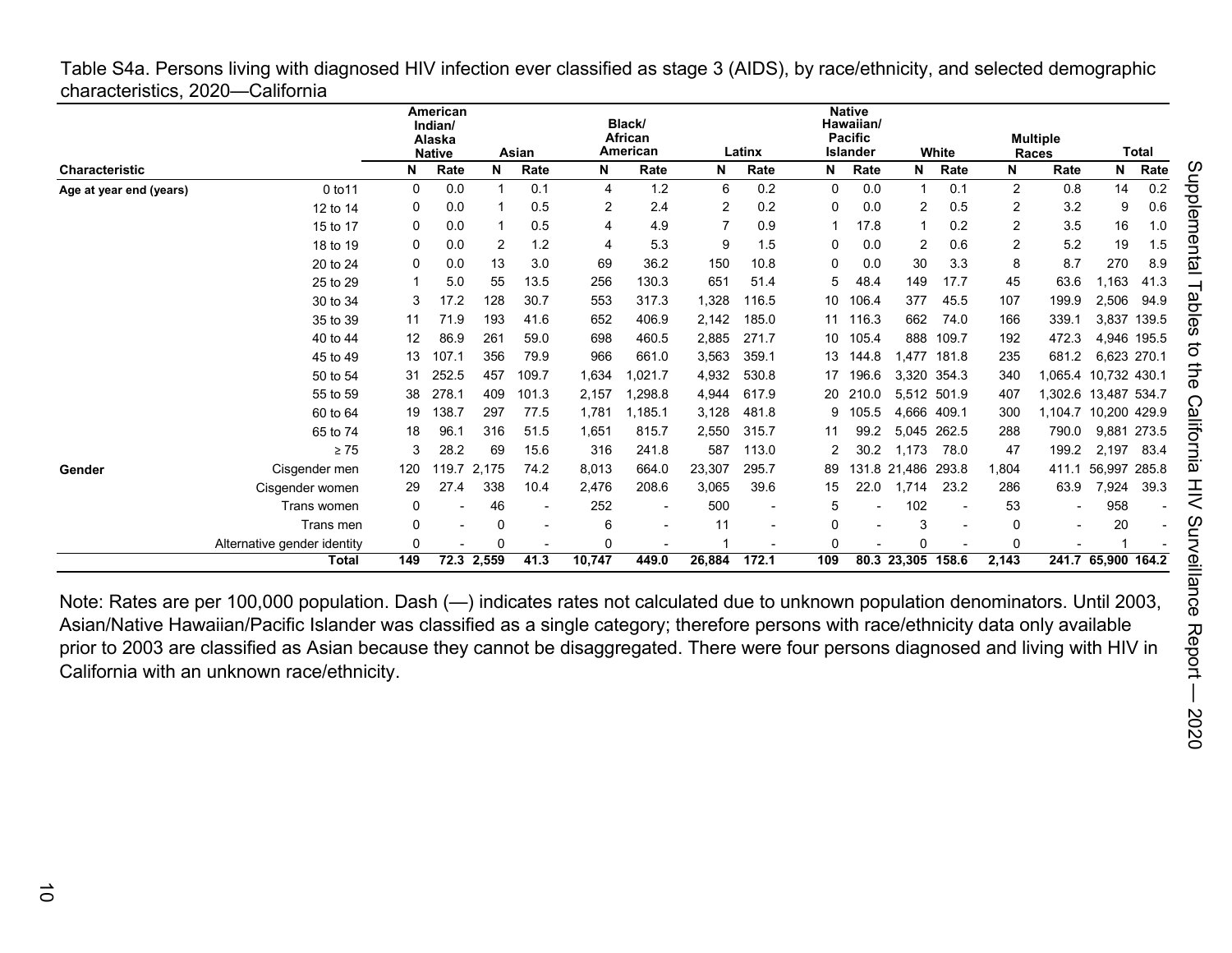Table S4a. Persons living with diagnosed HIV infection ever classified as stage 3 (AIDS), by race/ethnicity, and selected demographic characteristics, 2020—California

| Characteristic | | American Indian/ Alaska Native | | Asian | | Black/ African American | | Latinx | | Native Hawaiian/ Pacific Islander | | White | | Multiple Races | | Total | |
|---|---|---|---|---|---|---|---|---|---|---|---|---|---|---|---|---|---|
| | | N | Rate | N | Rate | N | Rate | N | Rate | N | Rate | N | Rate | N | Rate | N | Rate |
| Age at year end (years) | 0 to11 | 0 | 0.0 | 1 | 0.1 | 4 | 1.2 | 6 | 0.2 | 0 | 0.0 | 1 | 0.1 | 2 | 0.8 | 14 | 0.2 |
| | 12 to 14 | 0 | 0.0 | 1 | 0.5 | 2 | 2.4 | 2 | 0.2 | 0 | 0.0 | 2 | 0.5 | 2 | 3.2 | 9 | 0.6 |
| | 15 to 17 | 0 | 0.0 | 1 | 0.5 | 4 | 4.9 | 7 | 0.9 | 1 | 17.8 | 1 | 0.2 | 2 | 3.5 | 16 | 1.0 |
| | 18 to 19 | 0 | 0.0 | 2 | 1.2 | 4 | 5.3 | 9 | 1.5 | 0 | 0.0 | 2 | 0.6 | 2 | 5.2 | 19 | 1.5 |
| | 20 to 24 | 0 | 0.0 | 13 | 3.0 | 69 | 36.2 | 150 | 10.8 | 0 | 0.0 | 30 | 3.3 | 8 | 8.7 | 270 | 8.9 |
| | 25 to 29 | 1 | 5.0 | 55 | 13.5 | 256 | 130.3 | 651 | 51.4 | 5 | 48.4 | 149 | 17.7 | 45 | 63.6 | 1,163 | 41.3 |
| | 30 to 34 | 3 | 17.2 | 128 | 30.7 | 553 | 317.3 | 1,328 | 116.5 | 10 | 106.4 | 377 | 45.5 | 107 | 199.9 | 2,506 | 94.9 |
| | 35 to 39 | 11 | 71.9 | 193 | 41.6 | 652 | 406.9 | 2,142 | 185.0 | 11 | 116.3 | 662 | 74.0 | 166 | 339.1 | 3,837 | 139.5 |
| | 40 to 44 | 12 | 86.9 | 261 | 59.0 | 698 | 460.5 | 2,885 | 271.7 | 10 | 105.4 | 888 | 109.7 | 192 | 472.3 | 4,946 | 195.5 |
| | 45 to 49 | 13 | 107.1 | 356 | 79.9 | 966 | 661.0 | 3,563 | 359.1 | 13 | 144.8 | 1,477 | 181.8 | 235 | 681.2 | 6,623 | 270.1 |
| | 50 to 54 | 31 | 252.5 | 457 | 109.7 | 1,634 | 1,021.7 | 4,932 | 530.8 | 17 | 196.6 | 3,320 | 354.3 | 340 | 1,065.4 | 10,732 | 430.1 |
| | 55 to 59 | 38 | 278.1 | 409 | 101.3 | 2,157 | 1,298.8 | 4,944 | 617.9 | 20 | 210.0 | 5,512 | 501.9 | 407 | 1,302.6 | 13,487 | 534.7 |
| | 60 to 64 | 19 | 138.7 | 297 | 77.5 | 1,781 | 1,185.1 | 3,128 | 481.8 | 9 | 105.5 | 4,666 | 409.1 | 300 | 1,104.7 | 10,200 | 429.9 |
| | 65 to 74 | 18 | 96.1 | 316 | 51.5 | 1,651 | 815.7 | 2,550 | 315.7 | 11 | 99.2 | 5,045 | 262.5 | 288 | 790.0 | 9,881 | 273.5 |
| | ≥ 75 | 3 | 28.2 | 69 | 15.6 | 316 | 241.8 | 587 | 113.0 | 2 | 30.2 | 1,173 | 78.0 | 47 | 199.2 | 2,197 | 83.4 |
| Gender | Cisgender men | 120 | 119.7 | 2,175 | 74.2 | 8,013 | 664.0 | 23,307 | 295.7 | 89 | 131.8 | 21,486 | 293.8 | 1,804 | 411.1 | 56,997 | 285.8 |
| | Cisgender women | 29 | 27.4 | 338 | 10.4 | 2,476 | 208.6 | 3,065 | 39.6 | 15 | 22.0 | 1,714 | 23.2 | 286 | 63.9 | 7,924 | 39.3 |
| | Trans women | 0 | - | 46 | - | 252 | - | 500 | - | 5 | - | 102 | - | 53 | - | 958 | - |
| | Trans men | 0 | - | 0 | - | 6 | - | 11 | - | 0 | - | 3 | - | 0 | - | 20 | - |
| | Alternative gender identity | 0 | - | 0 | - | 0 | - | 1 | - | 0 | - | 0 | - | 0 | - | 1 | - |
| | **Total** | **149** | **72.3** | **2,559** | **41.3** | **10,747** | **449.0** | **26,884** | **172.1** | **109** | **80.3** | **23,305** | **158.6** | **2,143** | **241.7** | **65,900** | **164.2** |

Note: Rates are per 100,000 population. Dash (—) indicates rates not calculated due to unknown population denominators. Until 2003, Asian/Native Hawaiian/Pacific Islander was classified as a single category; therefore persons with race/ethnicity data only available prior to 2003 are classified as Asian because they cannot be disaggregated. There were four persons diagnosed and living with HIV in California with an unknown race/ethnicity.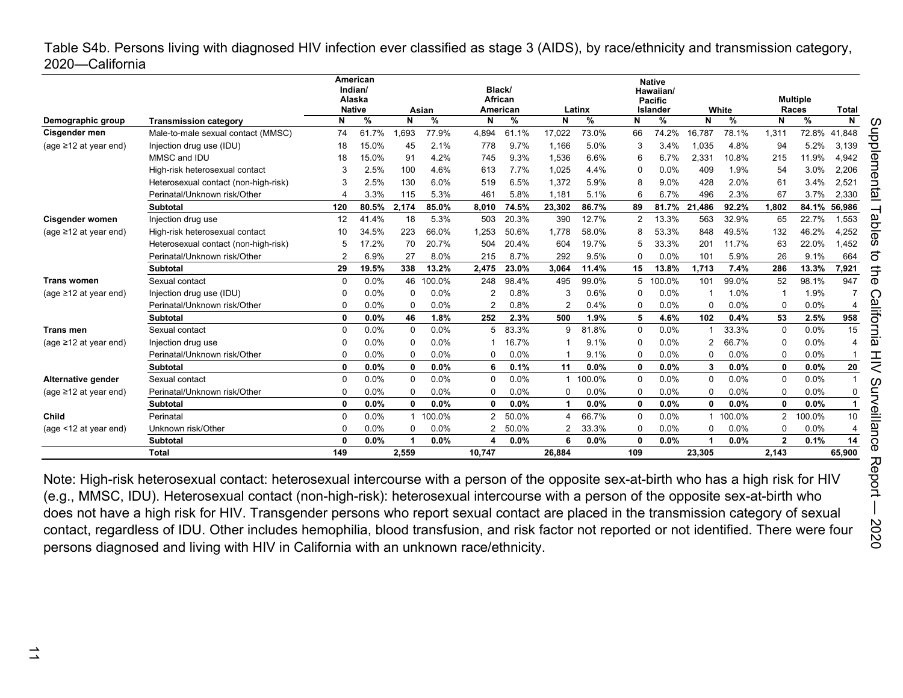Table S4b. Persons living with diagnosed HIV infection ever classified as stage 3 (AIDS), by race/ethnicity and transmission category, 2020—California

| | | American Indian/ Alaska Native | | Asian | | Black/ African American | | Latinx | | Native Hawaiian/ Pacific Islander | | White | | Multiple Races | | Total |
|---|---|---|---|---|---|---|---|---|---|---|---|---|---|---|---|---|
| Demographic group | Transmission category | N | % | N | % | N | % | N | % | N | % | N | % | N | % | N |
| **Cisgender men** | Male-to-male sexual contact (MMSC) | 74 | 61.7% | 1,693 | 77.9% | 4,894 | 61.1% | 17,022 | 73.0% | 66 | 74.2% | 16,787 | 78.1% | 1,311 | 72.8% | 41,848 |
| (age ≥12 at year end) | Injection drug use (IDU) | 18 | 15.0% | 45 | 2.1% | 778 | 9.7% | 1,166 | 5.0% | 3 | 3.4% | 1,035 | 4.8% | 94 | 5.2% | 3,139 |
| | MMSC and IDU | 18 | 15.0% | 91 | 4.2% | 745 | 9.3% | 1,536 | 6.6% | 6 | 6.7% | 2,331 | 10.8% | 215 | 11.9% | 4,942 |
| | High-risk heterosexual contact | 3 | 2.5% | 100 | 4.6% | 613 | 7.7% | 1,025 | 4.4% | 0 | 0.0% | 409 | 1.9% | 54 | 3.0% | 2,206 |
| | Heterosexual contact (non-high-risk) | 3 | 2.5% | 130 | 6.0% | 519 | 6.5% | 1,372 | 5.9% | 8 | 9.0% | 428 | 2.0% | 61 | 3.4% | 2,521 |
| | Perinatal/Unknown risk/Other | 4 | 3.3% | 115 | 5.3% | 461 | 5.8% | 1,181 | 5.1% | 6 | 6.7% | 496 | 2.3% | 67 | 3.7% | 2,330 |
| | **Subtotal** | **120** | **80.5%** | **2,174** | **85.0%** | **8,010** | **74.5%** | **23,302** | **86.7%** | **89** | **81.7%** | **21,486** | **92.2%** | **1,802** | **84.1%** | **56,986** |
| **Cisgender women** | Injection drug use | 12 | 41.4% | 18 | 5.3% | 503 | 20.3% | 390 | 12.7% | 2 | 13.3% | 563 | 32.9% | 65 | 22.7% | 1,553 |
| (age ≥12 at year end) | High-risk heterosexual contact | 10 | 34.5% | 223 | 66.0% | 1,253 | 50.6% | 1,778 | 58.0% | 8 | 53.3% | 848 | 49.5% | 132 | 46.2% | 4,252 |
| | Heterosexual contact (non-high-risk) | 5 | 17.2% | 70 | 20.7% | 504 | 20.4% | 604 | 19.7% | 5 | 33.3% | 201 | 11.7% | 63 | 22.0% | 1,452 |
| | Perinatal/Unknown risk/Other | 2 | 6.9% | 27 | 8.0% | 215 | 8.7% | 292 | 9.5% | 0 | 0.0% | 101 | 5.9% | 26 | 9.1% | 664 |
| | **Subtotal** | **29** | **19.5%** | **338** | **13.2%** | **2,475** | **23.0%** | **3,064** | **11.4%** | **15** | **13.8%** | **1,713** | **7.4%** | **286** | **13.3%** | **7,921** |
| **Trans women** | Sexual contact | 0 | 0.0% | 46 | 100.0% | 248 | 98.4% | 495 | 99.0% | 5 | 100.0% | 101 | 99.0% | 52 | 98.1% | 947 |
| (age ≥12 at year end) | Injection drug use (IDU) | 0 | 0.0% | 0 | 0.0% | 2 | 0.8% | 3 | 0.6% | 0 | 0.0% | 1 | 1.0% | 1 | 1.9% | 7 |
| | Perinatal/Unknown risk/Other | 0 | 0.0% | 0 | 0.0% | 2 | 0.8% | 2 | 0.4% | 0 | 0.0% | 0 | 0.0% | 0 | 0.0% | 4 |
| | **Subtotal** | **0** | **0.0%** | **46** | **1.8%** | **252** | **2.3%** | **500** | **1.9%** | **5** | **4.6%** | **102** | **0.4%** | **53** | **2.5%** | **958** |
| **Trans men** | Sexual contact | 0 | 0.0% | 0 | 0.0% | 5 | 83.3% | 9 | 81.8% | 0 | 0.0% | 1 | 33.3% | 0 | 0.0% | 15 |
| (age ≥12 at year end) | Injection drug use | 0 | 0.0% | 0 | 0.0% | 1 | 16.7% | 1 | 9.1% | 0 | 0.0% | 2 | 66.7% | 0 | 0.0% | 4 |
| | Perinatal/Unknown risk/Other | 0 | 0.0% | 0 | 0.0% | 0 | 0.0% | 1 | 9.1% | 0 | 0.0% | 0 | 0.0% | 0 | 0.0% | 1 |
| | **Subtotal** | **0** | **0.0%** | **0** | **0.0%** | **6** | **0.1%** | **11** | **0.0%** | **0** | **0.0%** | **3** | **0.0%** | **0** | **0.0%** | **20** |
| **Alternative gender** | Sexual contact | 0 | 0.0% | 0 | 0.0% | 0 | 0.0% | 1 | 100.0% | 0 | 0.0% | 0 | 0.0% | 0 | 0.0% | 1 |
| (age ≥12 at year end) | Perinatal/Unknown risk/Other | 0 | 0.0% | 0 | 0.0% | 0 | 0.0% | 0 | 0.0% | 0 | 0.0% | 0 | 0.0% | 0 | 0.0% | 0 |
| | **Subtotal** | **0** | **0.0%** | **0** | **0.0%** | **0** | **0.0%** | **1** | **0.0%** | **0** | **0.0%** | **0** | **0.0%** | **0** | **0.0%** | **1** |
| **Child** | Perinatal | 0 | 0.0% | 1 | 100.0% | 2 | 50.0% | 4 | 66.7% | 0 | 0.0% | 1 | 100.0% | 2 | 100.0% | 10 |
| (age <12 at year end) | Unknown risk/Other | 0 | 0.0% | 0 | 0.0% | 2 | 50.0% | 2 | 33.3% | 0 | 0.0% | 0 | 0.0% | 0 | 0.0% | 4 |
| | **Subtotal** | **0** | **0.0%** | **1** | **0.0%** | **4** | **0.0%** | **6** | **0.0%** | **0** | **0.0%** | **1** | **0.0%** | **2** | **0.1%** | **14** |
| | **Total** | **149** | | **2,559** | | **10,747** | | **26,884** | | **109** | | **23,305** | | **2,143** | | **65,900** |

Note: High-risk heterosexual contact: heterosexual intercourse with a person of the opposite sex-at-birth who has a high risk for HIV (e.g., MMSC, IDU). Heterosexual contact (non-high-risk): heterosexual intercourse with a person of the opposite sex-at-birth who does not have a high risk for HIV. Transgender persons who report sexual contact are placed in the transmission category of sexual contact, regardless of IDU. Other includes hemophilia, blood transfusion, and risk factor not reported or not identified. There were four persons diagnosed and living with HIV in California with an unknown race/ethnicity.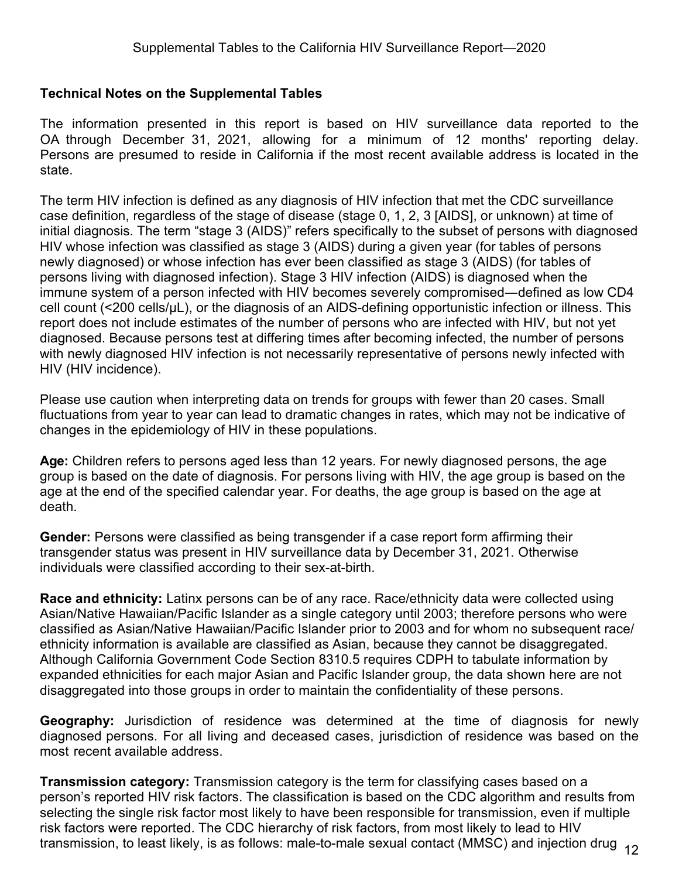## Technical Notes on the Supplemental Tables

The information presented in this report is based on HIV surveillance data reported to the OA through December 31, 2021, allowing for a minimum of 12 months' reporting delay. Persons are presumed to reside in California if the most recent available address is located in the state.

The term HIV infection is defined as any diagnosis of HIV infection that met the CDC surveillance case definition, regardless of the stage of disease (stage 0, 1, 2, 3 [AIDS], or unknown) at time of initial diagnosis. The term "stage 3 (AIDS)" refers specifically to the subset of persons with diagnosed HIV whose infection was classified as stage 3 (AIDS) during a given year (for tables of persons newly diagnosed) or whose infection has ever been classified as stage 3 (AIDS) (for tables of persons living with diagnosed infection). Stage 3 HIV infection (AIDS) is diagnosed when the immune system of a person infected with HIV becomes severely compromised—defined as low CD4 cell count (<200 cells/µL), or the diagnosis of an AIDS-defining opportunistic infection or illness. This report does not include estimates of the number of persons who are infected with HIV, but not yet diagnosed. Because persons test at differing times after becoming infected, the number of persons with newly diagnosed HIV infection is not necessarily representative of persons newly infected with HIV (HIV incidence).

Please use caution when interpreting data on trends for groups with fewer than 20 cases. Small fluctuations from year to year can lead to dramatic changes in rates, which may not be indicative of changes in the epidemiology of HIV in these populations.

**Age:** Children refers to persons aged less than 12 years. For newly diagnosed persons, the age group is based on the date of diagnosis. For persons living with HIV, the age group is based on the age at the end of the specified calendar year. For deaths, the age group is based on the age at death.

**Gender:** Persons were classified as being transgender if a case report form affirming their transgender status was present in HIV surveillance data by December 31, 2021. Otherwise individuals were classified according to their sex-at-birth.

**Race and ethnicity:** Latinx persons can be of any race. Race/ethnicity data were collected using Asian/Native Hawaiian/Pacific Islander as a single category until 2003; therefore persons who were classified as Asian/Native Hawaiian/Pacific Islander prior to 2003 and for whom no subsequent race/ethnicity information is available are classified as Asian, because they cannot be disaggregated. Although California Government Code Section 8310.5 requires CDPH to tabulate information by expanded ethnicities for each major Asian and Pacific Islander group, the data shown here are not disaggregated into those groups in order to maintain the confidentiality of these persons.

**Geography:** Jurisdiction of residence was determined at the time of diagnosis for newly diagnosed persons. For all living and deceased cases, jurisdiction of residence was based on the most recent available address.

**Transmission category:** Transmission category is the term for classifying cases based on a person's reported HIV risk factors. The classification is based on the CDC algorithm and results from selecting the single risk factor most likely to have been responsible for transmission, even if multiple risk factors were reported. The CDC hierarchy of risk factors, from most likely to lead to HIV transmission, to least likely, is as follows: male-to-male sexual contact (MMSC) and injection drug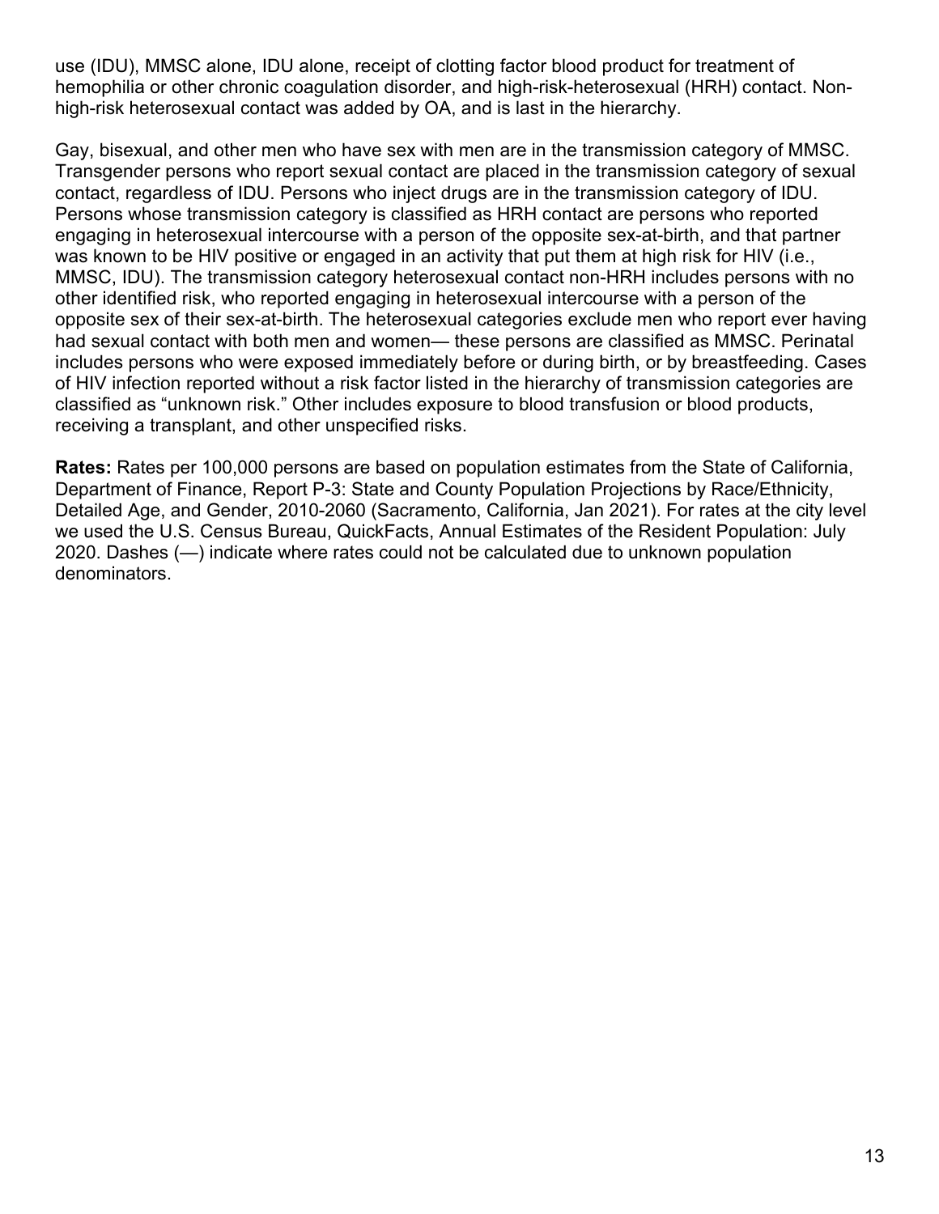use (IDU), MMSC alone, IDU alone, receipt of clotting factor blood product for treatment of hemophilia or other chronic coagulation disorder, and high-risk-heterosexual (HRH) contact. Non-high-risk heterosexual contact was added by OA, and is last in the hierarchy.

Gay, bisexual, and other men who have sex with men are in the transmission category of MMSC. Transgender persons who report sexual contact are placed in the transmission category of sexual contact, regardless of IDU. Persons who inject drugs are in the transmission category of IDU. Persons whose transmission category is classified as HRH contact are persons who reported engaging in heterosexual intercourse with a person of the opposite sex-at-birth, and that partner was known to be HIV positive or engaged in an activity that put them at high risk for HIV (i.e., MMSC, IDU). The transmission category heterosexual contact non-HRH includes persons with no other identified risk, who reported engaging in heterosexual intercourse with a person of the opposite sex of their sex-at-birth. The heterosexual categories exclude men who report ever having had sexual contact with both men and women— these persons are classified as MMSC. Perinatal includes persons who were exposed immediately before or during birth, or by breastfeeding. Cases of HIV infection reported without a risk factor listed in the hierarchy of transmission categories are classified as “unknown risk.” Other includes exposure to blood transfusion or blood products, receiving a transplant, and other unspecified risks.

**Rates:** Rates per 100,000 persons are based on population estimates from the State of California, Department of Finance, Report P-3: State and County Population Projections by Race/Ethnicity, Detailed Age, and Gender, 2010-2060 (Sacramento, California, Jan 2021). For rates at the city level we used the U.S. Census Bureau, QuickFacts, Annual Estimates of the Resident Population: July 2020. Dashes (—) indicate where rates could not be calculated due to unknown population denominators.